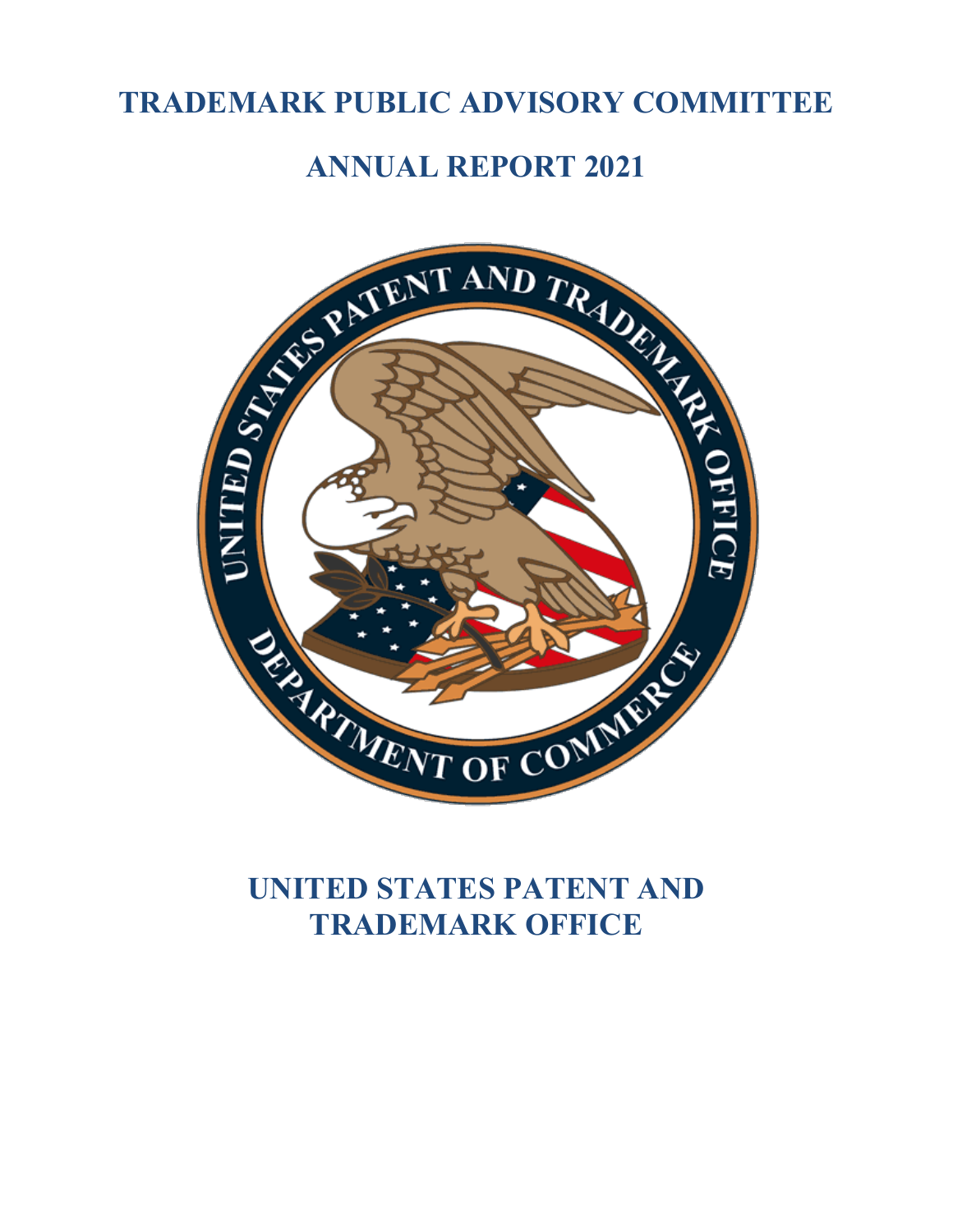# TRADEMARK PUBLIC ADVISORY COMMITTEE

# ANNUAL REPORT 2021

# UNITED STATES PATENT AND TRADEMARK OFFICE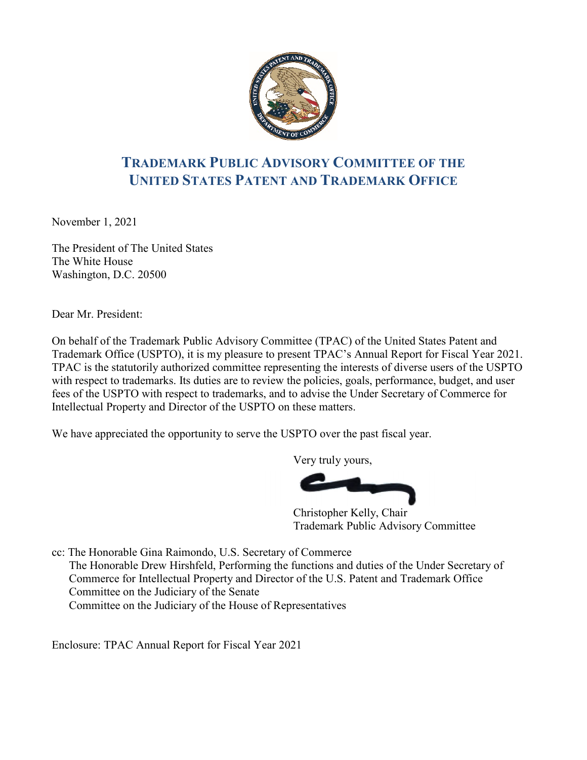# TRADEMARK PUBLIC ADVISORY COMMITTEE OF THE UNITED STATES PATENT AND TRADEMARK OFFICE

November 1, 2021

The President of The United States
The White House
Washington, D.C. 20500

Dear Mr. President:

On behalf of the Trademark Public Advisory Committee (TPAC) of the United States Patent and Trademark Office (USPTO), it is my pleasure to present TPAC's Annual Report for Fiscal Year 2021. TPAC is the statutorily authorized committee representing the interests of diverse users of the USPTO with respect to trademarks. Its duties are to review the policies, goals, performance, budget, and user fees of the USPTO with respect to trademarks, and to advise the Under Secretary of Commerce for Intellectual Property and Director of the USPTO on these matters.

We have appreciated the opportunity to serve the USPTO over the past fiscal year.

Very truly yours,

Christopher Kelly, Chair
Trademark Public Advisory Committee

cc: The Honorable Gina Raimondo, U.S. Secretary of Commerce
The Honorable Drew Hirshfeld, Performing the functions and duties of the Under Secretary of Commerce for Intellectual Property and Director of the U.S. Patent and Trademark Office
Committee on the Judiciary of the Senate
Committee on the Judiciary of the House of Representatives

Enclosure: TPAC Annual Report for Fiscal Year 2021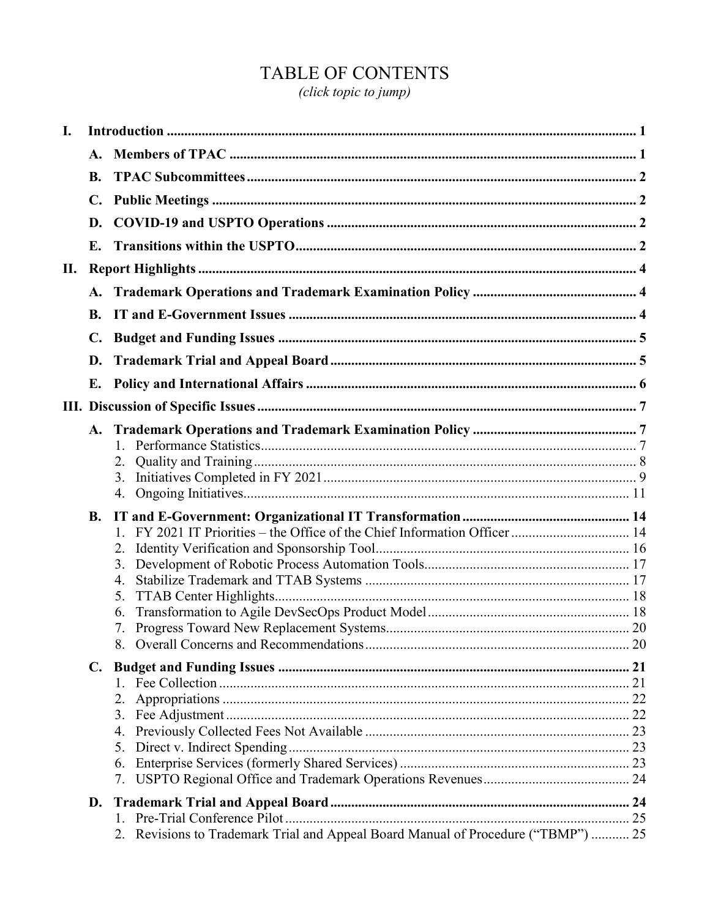# TABLE OF CONTENTS

*(click topic to jump)*

- **I. Introduction** ..... 1
  - **A. Members of TPAC** ..... 1
  - **B. TPAC Subcommittees** ..... 2
  - **C. Public Meetings** ..... 2
  - **D. COVID-19 and USPTO Operations** ..... 2
  - **E. Transitions within the USPTO** ..... 2
- **II. Report Highlights** ..... 4
  - **A. Trademark Operations and Trademark Examination Policy** ..... 4
  - **B. IT and E-Government Issues** ..... 4
  - **C. Budget and Funding Issues** ..... 5
  - **D. Trademark Trial and Appeal Board** ..... 5
  - **E. Policy and International Affairs** ..... 6
- **III. Discussion of Specific Issues** ..... 7
  - **A. Trademark Operations and Trademark Examination Policy** ..... 7
    1. Performance Statistics ..... 7
    2. Quality and Training ..... 8
    3. Initiatives Completed in FY 2021 ..... 9
    4. Ongoing Initiatives ..... 11
  - **B. IT and E-Government: Organizational IT Transformation** ..... 14
    1. FY 2021 IT Priorities – the Office of the Chief Information Officer ..... 14
    2. Identity Verification and Sponsorship Tool ..... 16
    3. Development of Robotic Process Automation Tools ..... 17
    4. Stabilize Trademark and TTAB Systems ..... 17
    5. TTAB Center Highlights ..... 18
    6. Transformation to Agile DevSecOps Product Model ..... 18
    7. Progress Toward New Replacement Systems ..... 20
    8. Overall Concerns and Recommendations ..... 20
  - **C. Budget and Funding Issues** ..... 21
    1. Fee Collection ..... 21
    2. Appropriations ..... 22
    3. Fee Adjustment ..... 22
    4. Previously Collected Fees Not Available ..... 23
    5. Direct v. Indirect Spending ..... 23
    6. Enterprise Services (formerly Shared Services) ..... 23
    7. USPTO Regional Office and Trademark Operations Revenues ..... 24
  - **D. Trademark Trial and Appeal Board** ..... 24
    1. Pre-Trial Conference Pilot ..... 25
    2. Revisions to Trademark Trial and Appeal Board Manual of Procedure ("TBMP") ..... 25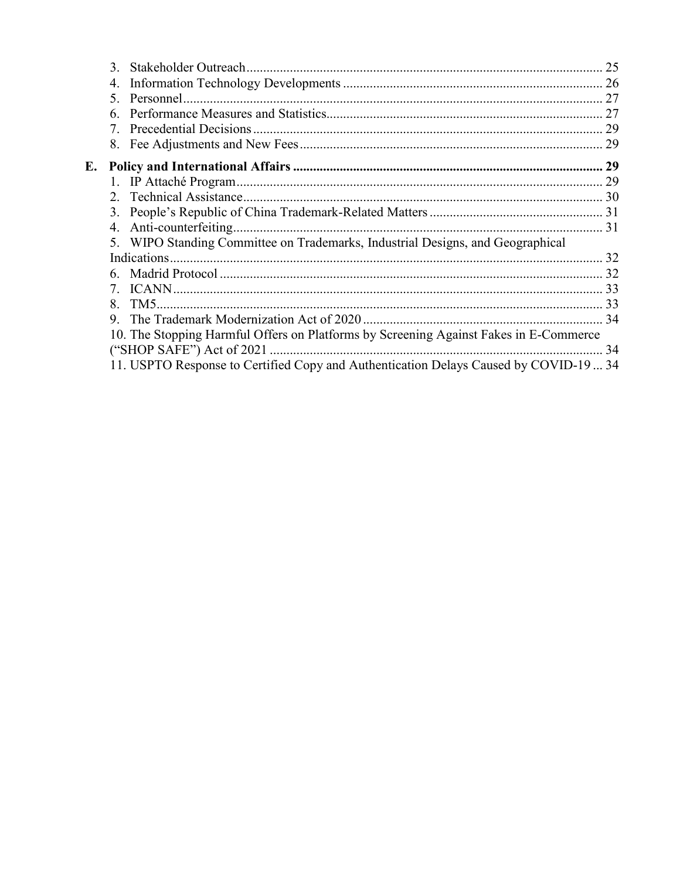3. Stakeholder Outreach .......... 25
4. Information Technology Developments .......... 26
5. Personnel .......... 27
6. Performance Measures and Statistics .......... 27
7. Precedential Decisions .......... 29
8. Fee Adjustments and New Fees .......... 29

**E. Policy and International Affairs .......... 29**

1. IP Attaché Program .......... 29
2. Technical Assistance .......... 30
3. People's Republic of China Trademark-Related Matters .......... 31
4. Anti-counterfeiting .......... 31
5. WIPO Standing Committee on Trademarks, Industrial Designs, and Geographical Indications .......... 32
6. Madrid Protocol .......... 32
7. ICANN .......... 33
8. TM5 .......... 33
9. The Trademark Modernization Act of 2020 .......... 34
10. The Stopping Harmful Offers on Platforms by Screening Against Fakes in E-Commerce ("SHOP SAFE") Act of 2021 .......... 34
11. USPTO Response to Certified Copy and Authentication Delays Caused by COVID-19 .......... 34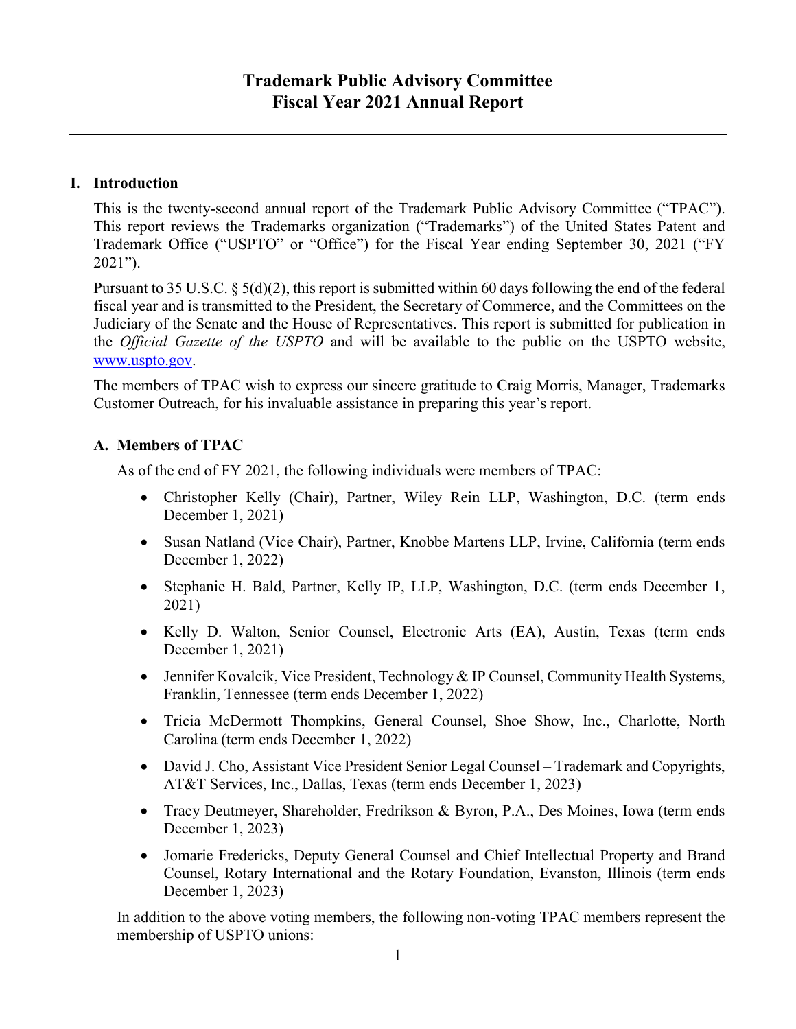# Trademark Public Advisory Committee
# Fiscal Year 2021 Annual Report

---

## I. Introduction

This is the twenty-second annual report of the Trademark Public Advisory Committee ("TPAC"). This report reviews the Trademarks organization ("Trademarks") of the United States Patent and Trademark Office ("USPTO" or "Office") for the Fiscal Year ending September 30, 2021 ("FY 2021").

Pursuant to 35 U.S.C. § 5(d)(2), this report is submitted within 60 days following the end of the federal fiscal year and is transmitted to the President, the Secretary of Commerce, and the Committees on the Judiciary of the Senate and the House of Representatives. This report is submitted for publication in the *Official Gazette of the USPTO* and will be available to the public on the USPTO website, www.uspto.gov.

The members of TPAC wish to express our sincere gratitude to Craig Morris, Manager, Trademarks Customer Outreach, for his invaluable assistance in preparing this year's report.

### A. Members of TPAC

As of the end of FY 2021, the following individuals were members of TPAC:

- Christopher Kelly (Chair), Partner, Wiley Rein LLP, Washington, D.C. (term ends December 1, 2021)
- Susan Natland (Vice Chair), Partner, Knobbe Martens LLP, Irvine, California (term ends December 1, 2022)
- Stephanie H. Bald, Partner, Kelly IP, LLP, Washington, D.C. (term ends December 1, 2021)
- Kelly D. Walton, Senior Counsel, Electronic Arts (EA), Austin, Texas (term ends December 1, 2021)
- Jennifer Kovalcik, Vice President, Technology & IP Counsel, Community Health Systems, Franklin, Tennessee (term ends December 1, 2022)
- Tricia McDermott Thompkins, General Counsel, Shoe Show, Inc., Charlotte, North Carolina (term ends December 1, 2022)
- David J. Cho, Assistant Vice President Senior Legal Counsel – Trademark and Copyrights, AT&T Services, Inc., Dallas, Texas (term ends December 1, 2023)
- Tracy Deutmeyer, Shareholder, Fredrikson & Byron, P.A., Des Moines, Iowa (term ends December 1, 2023)
- Jomarie Fredericks, Deputy General Counsel and Chief Intellectual Property and Brand Counsel, Rotary International and the Rotary Foundation, Evanston, Illinois (term ends December 1, 2023)

In addition to the above voting members, the following non-voting TPAC members represent the membership of USPTO unions: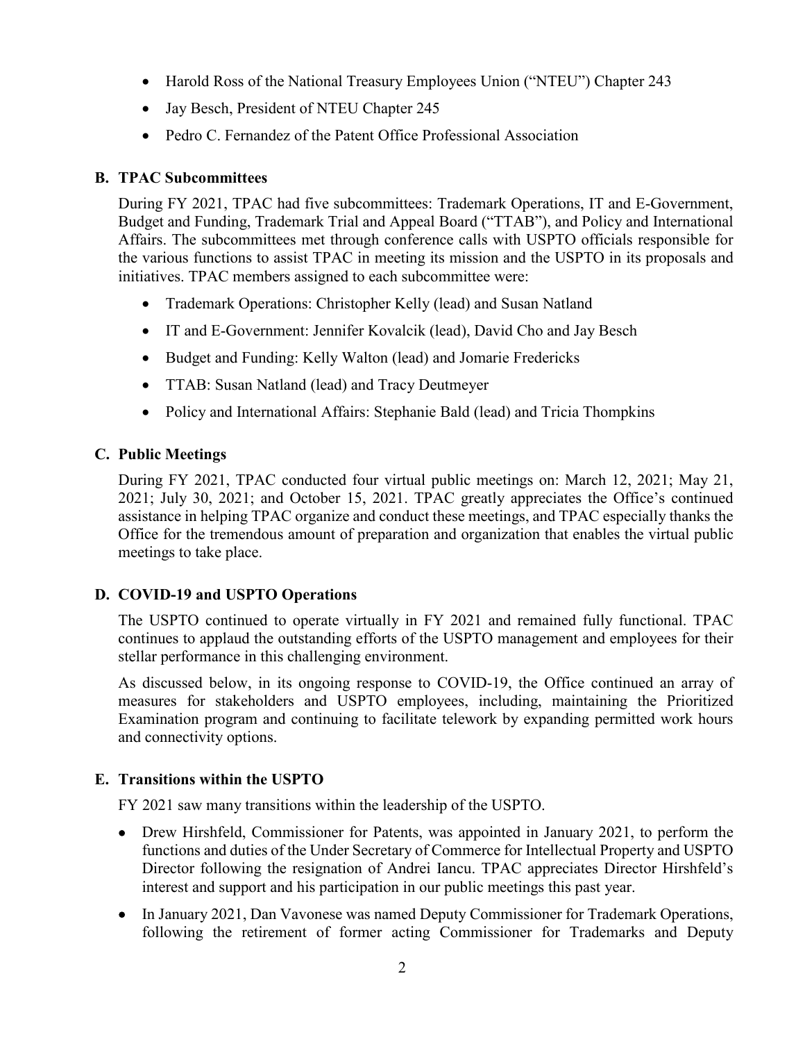- Harold Ross of the National Treasury Employees Union ("NTEU") Chapter 243
- Jay Besch, President of NTEU Chapter 245
- Pedro C. Fernandez of the Patent Office Professional Association

### B. TPAC Subcommittees

During FY 2021, TPAC had five subcommittees: Trademark Operations, IT and E-Government, Budget and Funding, Trademark Trial and Appeal Board ("TTAB"), and Policy and International Affairs. The subcommittees met through conference calls with USPTO officials responsible for the various functions to assist TPAC in meeting its mission and the USPTO in its proposals and initiatives. TPAC members assigned to each subcommittee were:

- Trademark Operations: Christopher Kelly (lead) and Susan Natland
- IT and E-Government: Jennifer Kovalcik (lead), David Cho and Jay Besch
- Budget and Funding: Kelly Walton (lead) and Jomarie Fredericks
- TTAB: Susan Natland (lead) and Tracy Deutmeyer
- Policy and International Affairs: Stephanie Bald (lead) and Tricia Thompkins

### C. Public Meetings

During FY 2021, TPAC conducted four virtual public meetings on: March 12, 2021; May 21, 2021; July 30, 2021; and October 15, 2021. TPAC greatly appreciates the Office's continued assistance in helping TPAC organize and conduct these meetings, and TPAC especially thanks the Office for the tremendous amount of preparation and organization that enables the virtual public meetings to take place.

### D. COVID-19 and USPTO Operations

The USPTO continued to operate virtually in FY 2021 and remained fully functional. TPAC continues to applaud the outstanding efforts of the USPTO management and employees for their stellar performance in this challenging environment.

As discussed below, in its ongoing response to COVID-19, the Office continued an array of measures for stakeholders and USPTO employees, including, maintaining the Prioritized Examination program and continuing to facilitate telework by expanding permitted work hours and connectivity options.

### E. Transitions within the USPTO

FY 2021 saw many transitions within the leadership of the USPTO.

- Drew Hirshfeld, Commissioner for Patents, was appointed in January 2021, to perform the functions and duties of the Under Secretary of Commerce for Intellectual Property and USPTO Director following the resignation of Andrei Iancu. TPAC appreciates Director Hirshfeld's interest and support and his participation in our public meetings this past year.
- In January 2021, Dan Vavonese was named Deputy Commissioner for Trademark Operations, following the retirement of former acting Commissioner for Trademarks and Deputy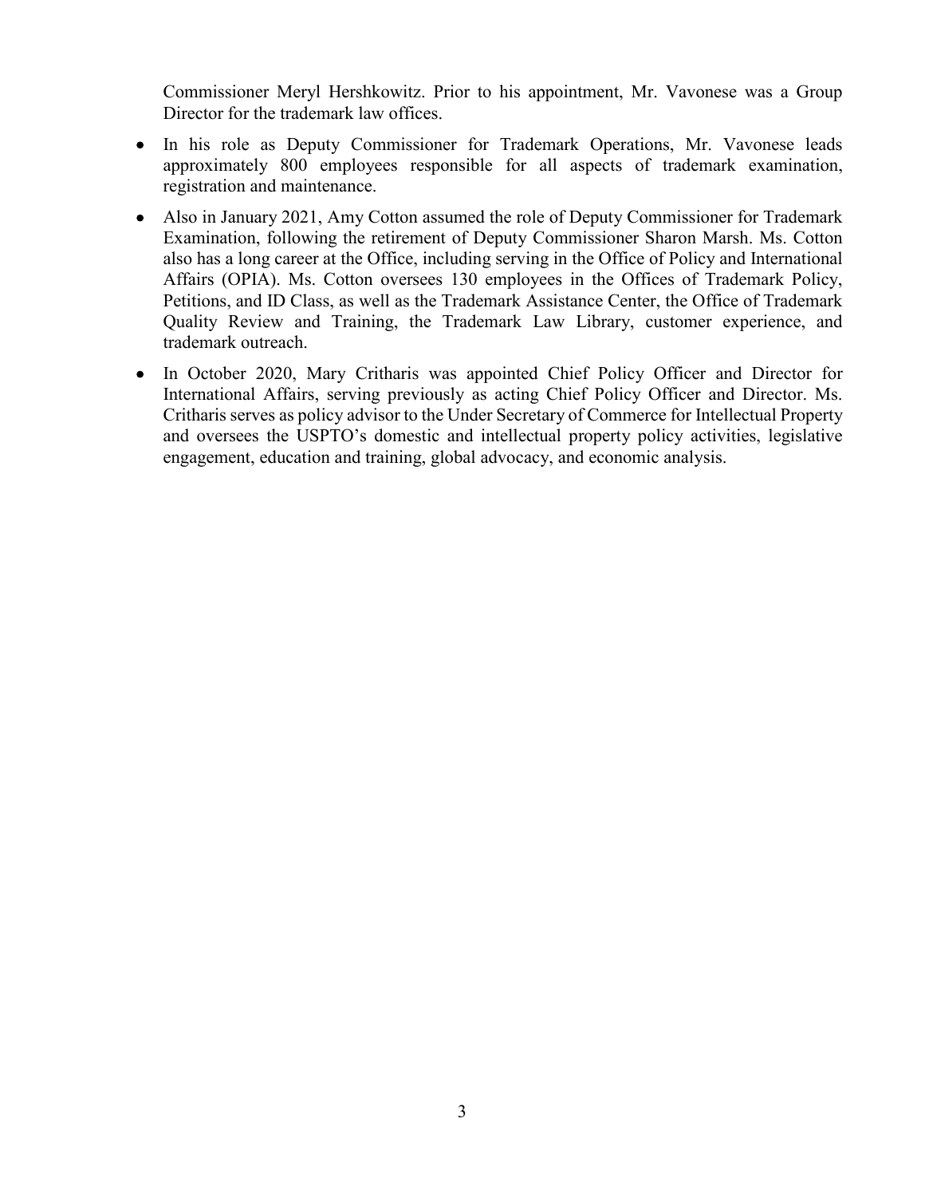Commissioner Meryl Hershkowitz. Prior to his appointment, Mr. Vavonese was a Group Director for the trademark law offices.

- In his role as Deputy Commissioner for Trademark Operations, Mr. Vavonese leads approximately 800 employees responsible for all aspects of trademark examination, registration and maintenance.
- Also in January 2021, Amy Cotton assumed the role of Deputy Commissioner for Trademark Examination, following the retirement of Deputy Commissioner Sharon Marsh. Ms. Cotton also has a long career at the Office, including serving in the Office of Policy and International Affairs (OPIA). Ms. Cotton oversees 130 employees in the Offices of Trademark Policy, Petitions, and ID Class, as well as the Trademark Assistance Center, the Office of Trademark Quality Review and Training, the Trademark Law Library, customer experience, and trademark outreach.
- In October 2020, Mary Critharis was appointed Chief Policy Officer and Director for International Affairs, serving previously as acting Chief Policy Officer and Director. Ms. Critharis serves as policy advisor to the Under Secretary of Commerce for Intellectual Property and oversees the USPTO's domestic and intellectual property policy activities, legislative engagement, education and training, global advocacy, and economic analysis.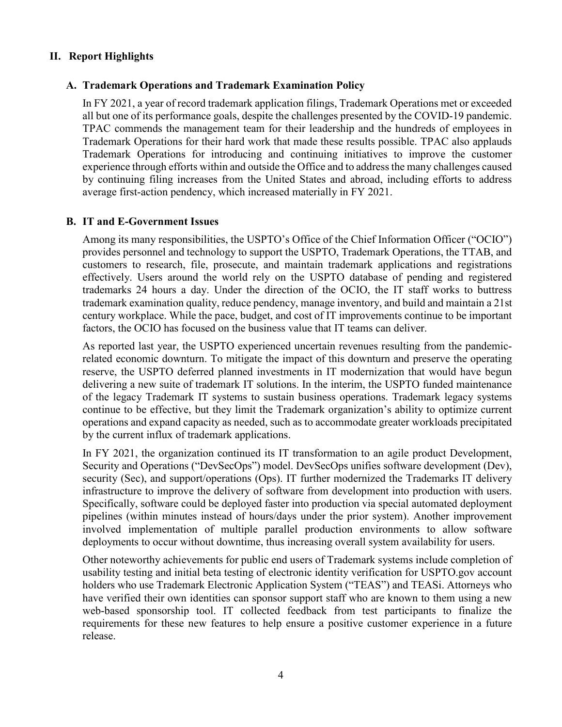## II. Report Highlights

### A. Trademark Operations and Trademark Examination Policy

In FY 2021, a year of record trademark application filings, Trademark Operations met or exceeded all but one of its performance goals, despite the challenges presented by the COVID-19 pandemic. TPAC commends the management team for their leadership and the hundreds of employees in Trademark Operations for their hard work that made these results possible. TPAC also applauds Trademark Operations for introducing and continuing initiatives to improve the customer experience through efforts within and outside the Office and to address the many challenges caused by continuing filing increases from the United States and abroad, including efforts to address average first-action pendency, which increased materially in FY 2021.

### B. IT and E-Government Issues

Among its many responsibilities, the USPTO's Office of the Chief Information Officer ("OCIO") provides personnel and technology to support the USPTO, Trademark Operations, the TTAB, and customers to research, file, prosecute, and maintain trademark applications and registrations effectively. Users around the world rely on the USPTO database of pending and registered trademarks 24 hours a day. Under the direction of the OCIO, the IT staff works to buttress trademark examination quality, reduce pendency, manage inventory, and build and maintain a 21st century workplace. While the pace, budget, and cost of IT improvements continue to be important factors, the OCIO has focused on the business value that IT teams can deliver.

As reported last year, the USPTO experienced uncertain revenues resulting from the pandemic-related economic downturn. To mitigate the impact of this downturn and preserve the operating reserve, the USPTO deferred planned investments in IT modernization that would have begun delivering a new suite of trademark IT solutions. In the interim, the USPTO funded maintenance of the legacy Trademark IT systems to sustain business operations. Trademark legacy systems continue to be effective, but they limit the Trademark organization's ability to optimize current operations and expand capacity as needed, such as to accommodate greater workloads precipitated by the current influx of trademark applications.

In FY 2021, the organization continued its IT transformation to an agile product Development, Security and Operations ("DevSecOps") model. DevSecOps unifies software development (Dev), security (Sec), and support/operations (Ops). IT further modernized the Trademarks IT delivery infrastructure to improve the delivery of software from development into production with users. Specifically, software could be deployed faster into production via special automated deployment pipelines (within minutes instead of hours/days under the prior system). Another improvement involved implementation of multiple parallel production environments to allow software deployments to occur without downtime, thus increasing overall system availability for users.

Other noteworthy achievements for public end users of Trademark systems include completion of usability testing and initial beta testing of electronic identity verification for USPTO.gov account holders who use Trademark Electronic Application System ("TEAS") and TEASi. Attorneys who have verified their own identities can sponsor support staff who are known to them using a new web-based sponsorship tool. IT collected feedback from test participants to finalize the requirements for these new features to help ensure a positive customer experience in a future release.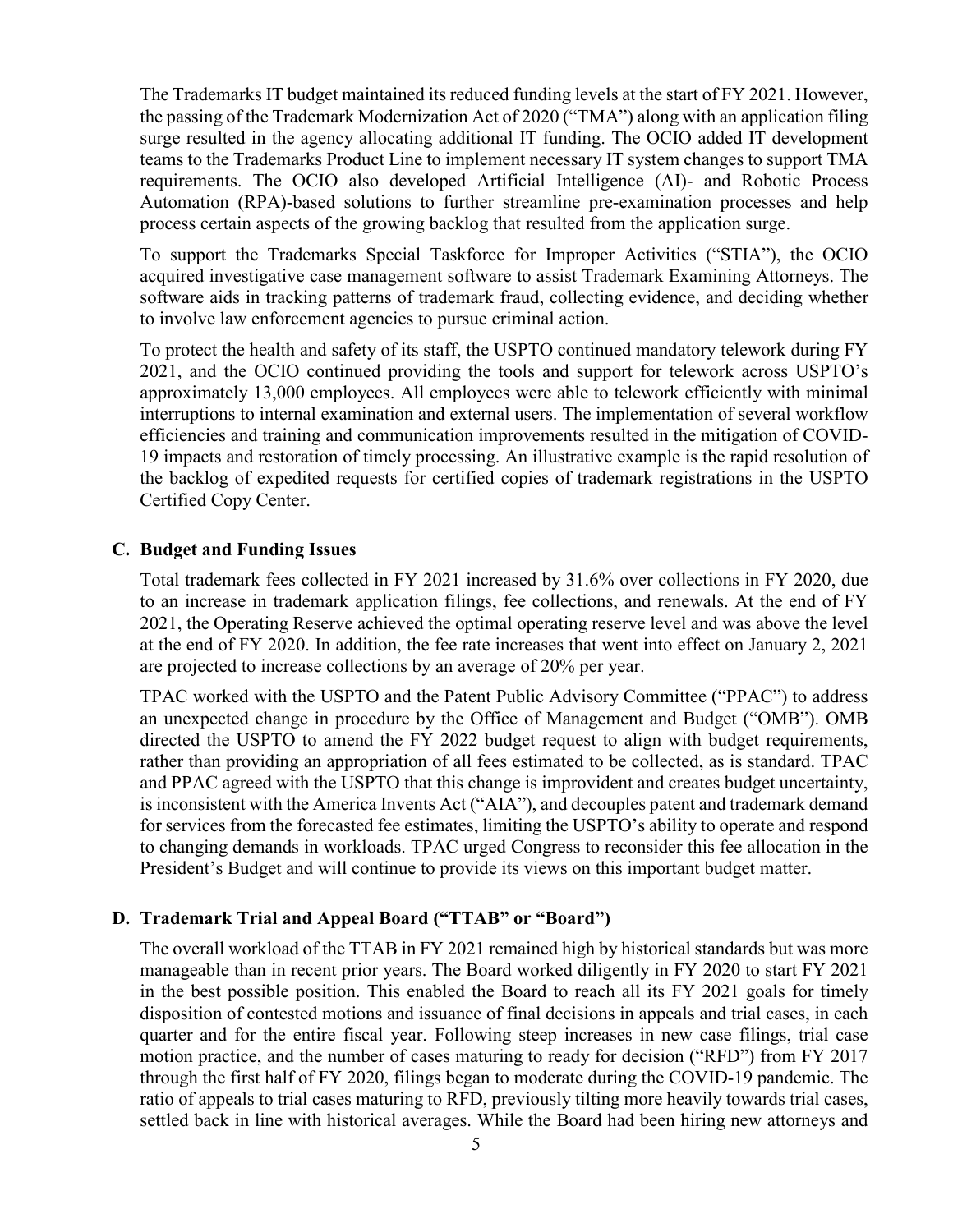The Trademarks IT budget maintained its reduced funding levels at the start of FY 2021. However, the passing of the Trademark Modernization Act of 2020 ("TMA") along with an application filing surge resulted in the agency allocating additional IT funding. The OCIO added IT development teams to the Trademarks Product Line to implement necessary IT system changes to support TMA requirements. The OCIO also developed Artificial Intelligence (AI)- and Robotic Process Automation (RPA)-based solutions to further streamline pre-examination processes and help process certain aspects of the growing backlog that resulted from the application surge.

To support the Trademarks Special Taskforce for Improper Activities ("STIA"), the OCIO acquired investigative case management software to assist Trademark Examining Attorneys. The software aids in tracking patterns of trademark fraud, collecting evidence, and deciding whether to involve law enforcement agencies to pursue criminal action.

To protect the health and safety of its staff, the USPTO continued mandatory telework during FY 2021, and the OCIO continued providing the tools and support for telework across USPTO's approximately 13,000 employees. All employees were able to telework efficiently with minimal interruptions to internal examination and external users. The implementation of several workflow efficiencies and training and communication improvements resulted in the mitigation of COVID-19 impacts and restoration of timely processing. An illustrative example is the rapid resolution of the backlog of expedited requests for certified copies of trademark registrations in the USPTO Certified Copy Center.

### C. Budget and Funding Issues

Total trademark fees collected in FY 2021 increased by 31.6% over collections in FY 2020, due to an increase in trademark application filings, fee collections, and renewals. At the end of FY 2021, the Operating Reserve achieved the optimal operating reserve level and was above the level at the end of FY 2020. In addition, the fee rate increases that went into effect on January 2, 2021 are projected to increase collections by an average of 20% per year.

TPAC worked with the USPTO and the Patent Public Advisory Committee ("PPAC") to address an unexpected change in procedure by the Office of Management and Budget ("OMB"). OMB directed the USPTO to amend the FY 2022 budget request to align with budget requirements, rather than providing an appropriation of all fees estimated to be collected, as is standard. TPAC and PPAC agreed with the USPTO that this change is improvident and creates budget uncertainty, is inconsistent with the America Invents Act ("AIA"), and decouples patent and trademark demand for services from the forecasted fee estimates, limiting the USPTO's ability to operate and respond to changing demands in workloads. TPAC urged Congress to reconsider this fee allocation in the President's Budget and will continue to provide its views on this important budget matter.

### D. Trademark Trial and Appeal Board ("TTAB" or "Board")

The overall workload of the TTAB in FY 2021 remained high by historical standards but was more manageable than in recent prior years. The Board worked diligently in FY 2020 to start FY 2021 in the best possible position. This enabled the Board to reach all its FY 2021 goals for timely disposition of contested motions and issuance of final decisions in appeals and trial cases, in each quarter and for the entire fiscal year. Following steep increases in new case filings, trial case motion practice, and the number of cases maturing to ready for decision ("RFD") from FY 2017 through the first half of FY 2020, filings began to moderate during the COVID-19 pandemic. The ratio of appeals to trial cases maturing to RFD, previously tilting more heavily towards trial cases, settled back in line with historical averages. While the Board had been hiring new attorneys and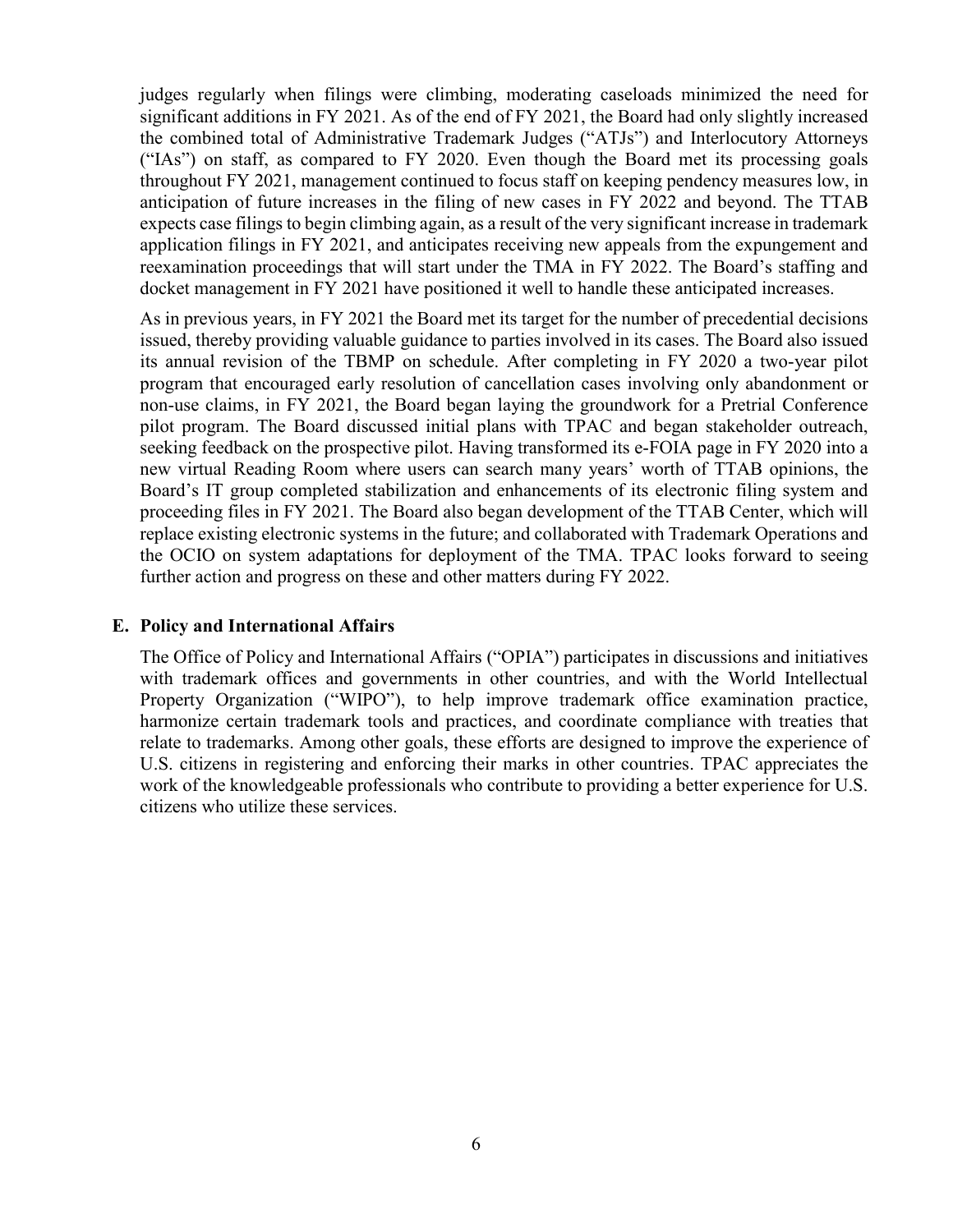judges regularly when filings were climbing, moderating caseloads minimized the need for significant additions in FY 2021. As of the end of FY 2021, the Board had only slightly increased the combined total of Administrative Trademark Judges ("ATJs") and Interlocutory Attorneys ("IAs") on staff, as compared to FY 2020. Even though the Board met its processing goals throughout FY 2021, management continued to focus staff on keeping pendency measures low, in anticipation of future increases in the filing of new cases in FY 2022 and beyond. The TTAB expects case filings to begin climbing again, as a result of the very significant increase in trademark application filings in FY 2021, and anticipates receiving new appeals from the expungement and reexamination proceedings that will start under the TMA in FY 2022. The Board's staffing and docket management in FY 2021 have positioned it well to handle these anticipated increases.

As in previous years, in FY 2021 the Board met its target for the number of precedential decisions issued, thereby providing valuable guidance to parties involved in its cases. The Board also issued its annual revision of the TBMP on schedule. After completing in FY 2020 a two-year pilot program that encouraged early resolution of cancellation cases involving only abandonment or non-use claims, in FY 2021, the Board began laying the groundwork for a Pretrial Conference pilot program. The Board discussed initial plans with TPAC and began stakeholder outreach, seeking feedback on the prospective pilot. Having transformed its e-FOIA page in FY 2020 into a new virtual Reading Room where users can search many years' worth of TTAB opinions, the Board's IT group completed stabilization and enhancements of its electronic filing system and proceeding files in FY 2021. The Board also began development of the TTAB Center, which will replace existing electronic systems in the future; and collaborated with Trademark Operations and the OCIO on system adaptations for deployment of the TMA. TPAC looks forward to seeing further action and progress on these and other matters during FY 2022.

### E. Policy and International Affairs

The Office of Policy and International Affairs ("OPIA") participates in discussions and initiatives with trademark offices and governments in other countries, and with the World Intellectual Property Organization ("WIPO"), to help improve trademark office examination practice, harmonize certain trademark tools and practices, and coordinate compliance with treaties that relate to trademarks. Among other goals, these efforts are designed to improve the experience of U.S. citizens in registering and enforcing their marks in other countries. TPAC appreciates the work of the knowledgeable professionals who contribute to providing a better experience for U.S. citizens who utilize these services.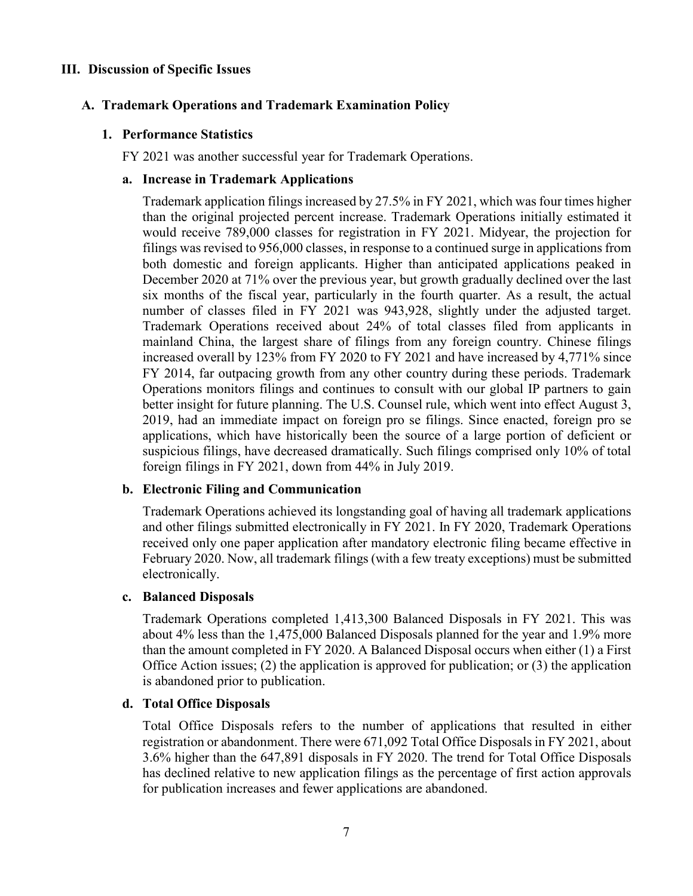# III. Discussion of Specific Issues

## A. Trademark Operations and Trademark Examination Policy

### 1. Performance Statistics

FY 2021 was another successful year for Trademark Operations.

#### a. Increase in Trademark Applications

Trademark application filings increased by 27.5% in FY 2021, which was four times higher than the original projected percent increase. Trademark Operations initially estimated it would receive 789,000 classes for registration in FY 2021. Midyear, the projection for filings was revised to 956,000 classes, in response to a continued surge in applications from both domestic and foreign applicants. Higher than anticipated applications peaked in December 2020 at 71% over the previous year, but growth gradually declined over the last six months of the fiscal year, particularly in the fourth quarter. As a result, the actual number of classes filed in FY 2021 was 943,928, slightly under the adjusted target. Trademark Operations received about 24% of total classes filed from applicants in mainland China, the largest share of filings from any foreign country. Chinese filings increased overall by 123% from FY 2020 to FY 2021 and have increased by 4,771% since FY 2014, far outpacing growth from any other country during these periods. Trademark Operations monitors filings and continues to consult with our global IP partners to gain better insight for future planning. The U.S. Counsel rule, which went into effect August 3, 2019, had an immediate impact on foreign pro se filings. Since enacted, foreign pro se applications, which have historically been the source of a large portion of deficient or suspicious filings, have decreased dramatically. Such filings comprised only 10% of total foreign filings in FY 2021, down from 44% in July 2019.

#### b. Electronic Filing and Communication

Trademark Operations achieved its longstanding goal of having all trademark applications and other filings submitted electronically in FY 2021. In FY 2020, Trademark Operations received only one paper application after mandatory electronic filing became effective in February 2020. Now, all trademark filings (with a few treaty exceptions) must be submitted electronically.

#### c. Balanced Disposals

Trademark Operations completed 1,413,300 Balanced Disposals in FY 2021. This was about 4% less than the 1,475,000 Balanced Disposals planned for the year and 1.9% more than the amount completed in FY 2020. A Balanced Disposal occurs when either (1) a First Office Action issues; (2) the application is approved for publication; or (3) the application is abandoned prior to publication.

#### d. Total Office Disposals

Total Office Disposals refers to the number of applications that resulted in either registration or abandonment. There were 671,092 Total Office Disposals in FY 2021, about 3.6% higher than the 647,891 disposals in FY 2020. The trend for Total Office Disposals has declined relative to new application filings as the percentage of first action approvals for publication increases and fewer applications are abandoned.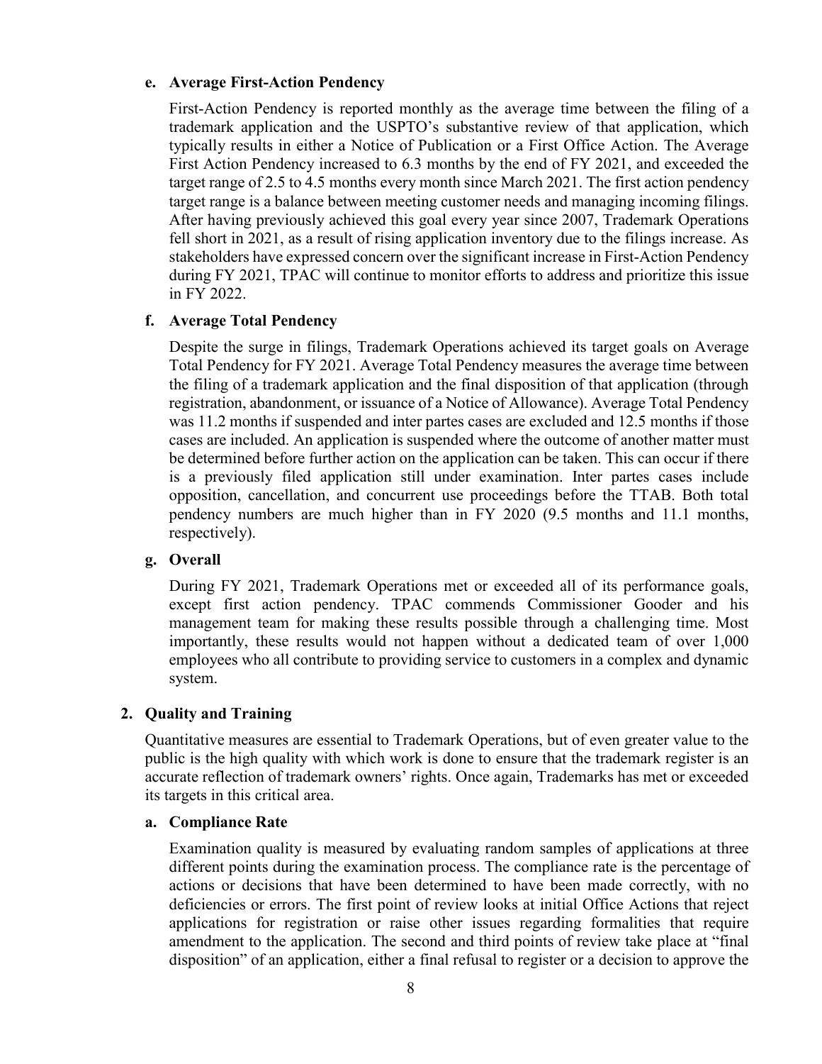#### e. Average First-Action Pendency

First-Action Pendency is reported monthly as the average time between the filing of a trademark application and the USPTO's substantive review of that application, which typically results in either a Notice of Publication or a First Office Action. The Average First Action Pendency increased to 6.3 months by the end of FY 2021, and exceeded the target range of 2.5 to 4.5 months every month since March 2021. The first action pendency target range is a balance between meeting customer needs and managing incoming filings. After having previously achieved this goal every year since 2007, Trademark Operations fell short in 2021, as a result of rising application inventory due to the filings increase. As stakeholders have expressed concern over the significant increase in First-Action Pendency during FY 2021, TPAC will continue to monitor efforts to address and prioritize this issue in FY 2022.

#### f. Average Total Pendency

Despite the surge in filings, Trademark Operations achieved its target goals on Average Total Pendency for FY 2021. Average Total Pendency measures the average time between the filing of a trademark application and the final disposition of that application (through registration, abandonment, or issuance of a Notice of Allowance). Average Total Pendency was 11.2 months if suspended and inter partes cases are excluded and 12.5 months if those cases are included. An application is suspended where the outcome of another matter must be determined before further action on the application can be taken. This can occur if there is a previously filed application still under examination. Inter partes cases include opposition, cancellation, and concurrent use proceedings before the TTAB. Both total pendency numbers are much higher than in FY 2020 (9.5 months and 11.1 months, respectively).

#### g. Overall

During FY 2021, Trademark Operations met or exceeded all of its performance goals, except first action pendency. TPAC commends Commissioner Gooder and his management team for making these results possible through a challenging time. Most importantly, these results would not happen without a dedicated team of over 1,000 employees who all contribute to providing service to customers in a complex and dynamic system.

### 2. Quality and Training

Quantitative measures are essential to Trademark Operations, but of even greater value to the public is the high quality with which work is done to ensure that the trademark register is an accurate reflection of trademark owners' rights. Once again, Trademarks has met or exceeded its targets in this critical area.

#### a. Compliance Rate

Examination quality is measured by evaluating random samples of applications at three different points during the examination process. The compliance rate is the percentage of actions or decisions that have been determined to have been made correctly, with no deficiencies or errors. The first point of review looks at initial Office Actions that reject applications for registration or raise other issues regarding formalities that require amendment to the application. The second and third points of review take place at "final disposition" of an application, either a final refusal to register or a decision to approve the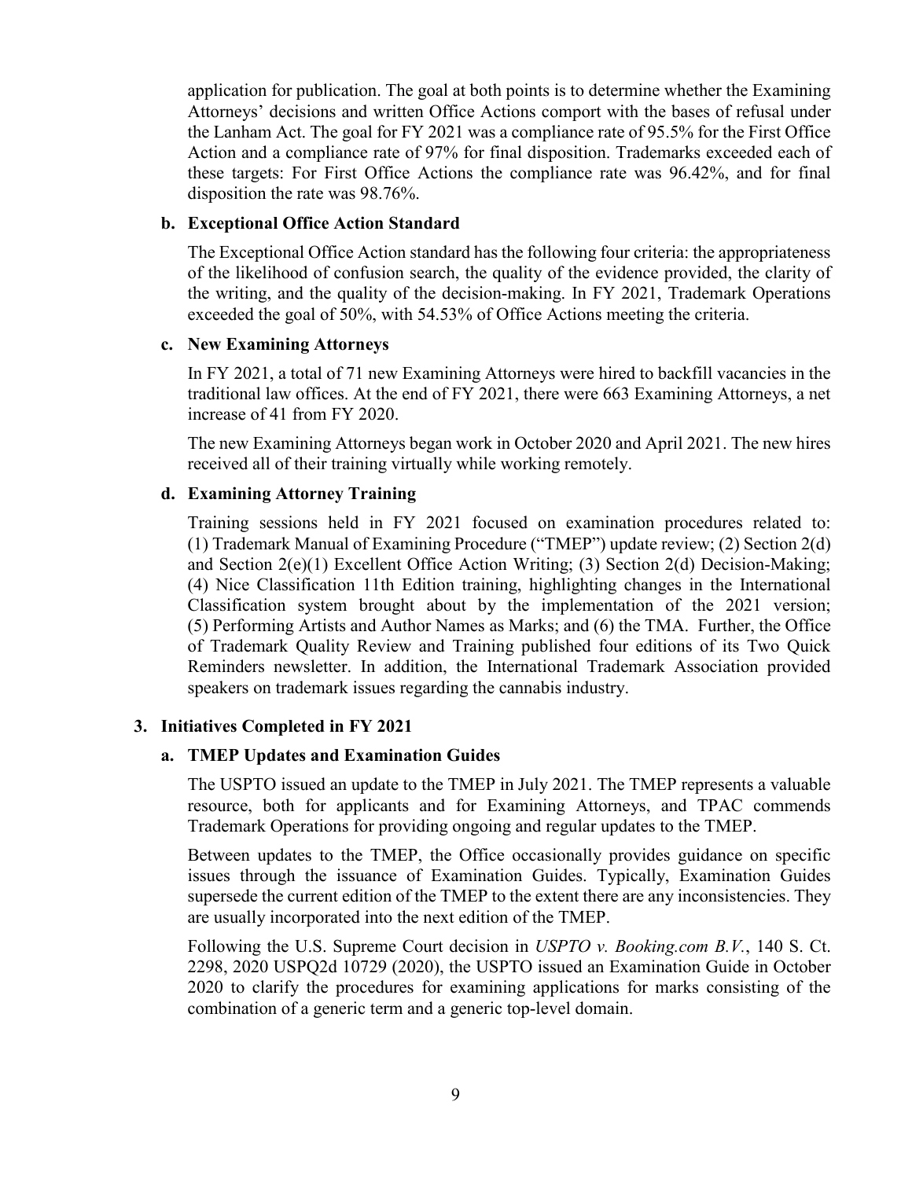application for publication. The goal at both points is to determine whether the Examining Attorneys' decisions and written Office Actions comport with the bases of refusal under the Lanham Act. The goal for FY 2021 was a compliance rate of 95.5% for the First Office Action and a compliance rate of 97% for final disposition. Trademarks exceeded each of these targets: For First Office Actions the compliance rate was 96.42%, and for final disposition the rate was 98.76%.

### b. Exceptional Office Action Standard

The Exceptional Office Action standard has the following four criteria: the appropriateness of the likelihood of confusion search, the quality of the evidence provided, the clarity of the writing, and the quality of the decision-making. In FY 2021, Trademark Operations exceeded the goal of 50%, with 54.53% of Office Actions meeting the criteria.

### c. New Examining Attorneys

In FY 2021, a total of 71 new Examining Attorneys were hired to backfill vacancies in the traditional law offices. At the end of FY 2021, there were 663 Examining Attorneys, a net increase of 41 from FY 2020.

The new Examining Attorneys began work in October 2020 and April 2021. The new hires received all of their training virtually while working remotely.

### d. Examining Attorney Training

Training sessions held in FY 2021 focused on examination procedures related to: (1) Trademark Manual of Examining Procedure ("TMEP") update review; (2) Section 2(d) and Section 2(e)(1) Excellent Office Action Writing; (3) Section 2(d) Decision-Making; (4) Nice Classification 11th Edition training, highlighting changes in the International Classification system brought about by the implementation of the 2021 version; (5) Performing Artists and Author Names as Marks; and (6) the TMA. Further, the Office of Trademark Quality Review and Training published four editions of its Two Quick Reminders newsletter. In addition, the International Trademark Association provided speakers on trademark issues regarding the cannabis industry.

## 3. Initiatives Completed in FY 2021

### a. TMEP Updates and Examination Guides

The USPTO issued an update to the TMEP in July 2021. The TMEP represents a valuable resource, both for applicants and for Examining Attorneys, and TPAC commends Trademark Operations for providing ongoing and regular updates to the TMEP.

Between updates to the TMEP, the Office occasionally provides guidance on specific issues through the issuance of Examination Guides. Typically, Examination Guides supersede the current edition of the TMEP to the extent there are any inconsistencies. They are usually incorporated into the next edition of the TMEP.

Following the U.S. Supreme Court decision in *USPTO v. Booking.com B.V.*, 140 S. Ct. 2298, 2020 USPQ2d 10729 (2020), the USPTO issued an Examination Guide in October 2020 to clarify the procedures for examining applications for marks consisting of the combination of a generic term and a generic top-level domain.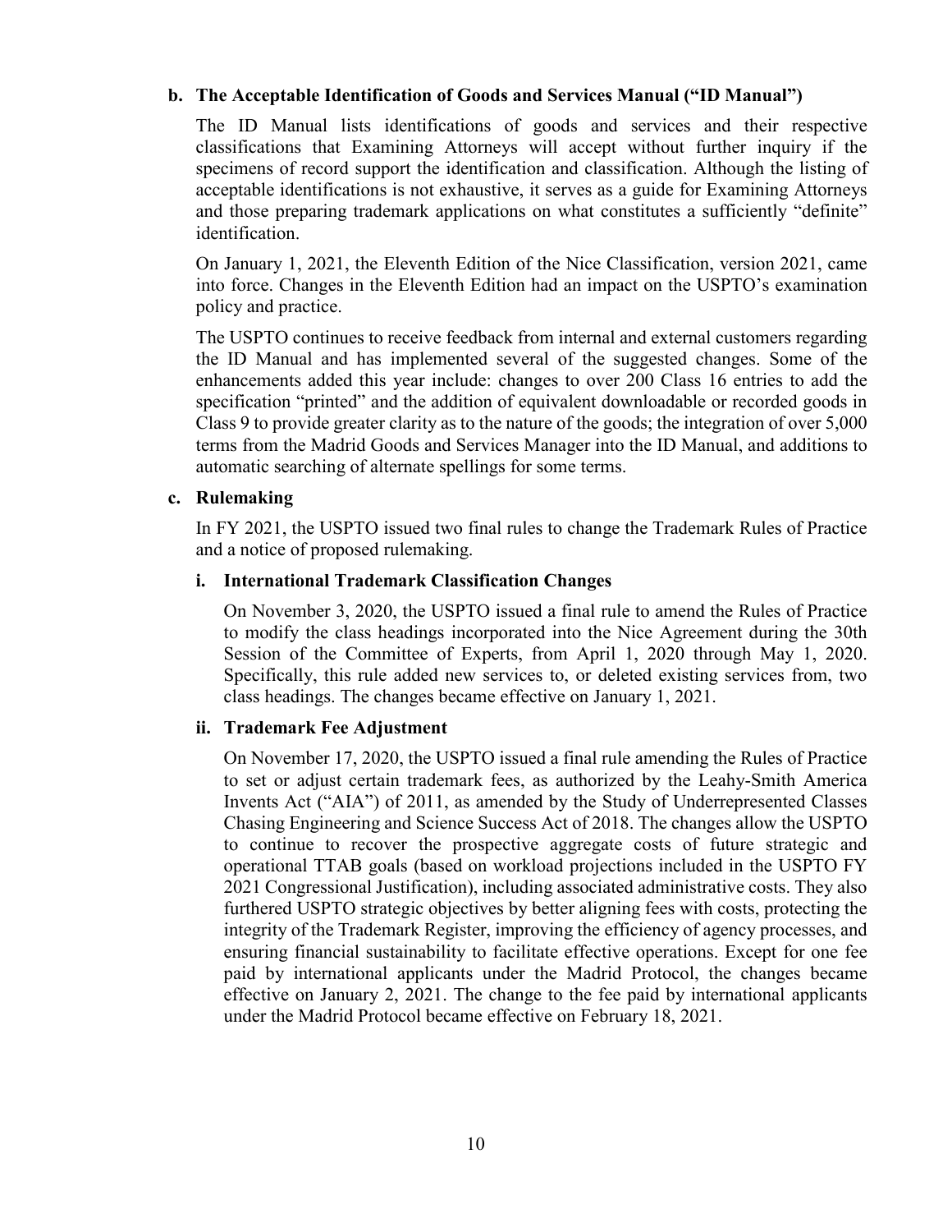**b. The Acceptable Identification of Goods and Services Manual ("ID Manual")**

The ID Manual lists identifications of goods and services and their respective classifications that Examining Attorneys will accept without further inquiry if the specimens of record support the identification and classification. Although the listing of acceptable identifications is not exhaustive, it serves as a guide for Examining Attorneys and those preparing trademark applications on what constitutes a sufficiently "definite" identification.

On January 1, 2021, the Eleventh Edition of the Nice Classification, version 2021, came into force. Changes in the Eleventh Edition had an impact on the USPTO's examination policy and practice.

The USPTO continues to receive feedback from internal and external customers regarding the ID Manual and has implemented several of the suggested changes. Some of the enhancements added this year include: changes to over 200 Class 16 entries to add the specification "printed" and the addition of equivalent downloadable or recorded goods in Class 9 to provide greater clarity as to the nature of the goods; the integration of over 5,000 terms from the Madrid Goods and Services Manager into the ID Manual, and additions to automatic searching of alternate spellings for some terms.

**c. Rulemaking**

In FY 2021, the USPTO issued two final rules to change the Trademark Rules of Practice and a notice of proposed rulemaking.

**i. International Trademark Classification Changes**

On November 3, 2020, the USPTO issued a final rule to amend the Rules of Practice to modify the class headings incorporated into the Nice Agreement during the 30th Session of the Committee of Experts, from April 1, 2020 through May 1, 2020. Specifically, this rule added new services to, or deleted existing services from, two class headings. The changes became effective on January 1, 2021.

**ii. Trademark Fee Adjustment**

On November 17, 2020, the USPTO issued a final rule amending the Rules of Practice to set or adjust certain trademark fees, as authorized by the Leahy-Smith America Invents Act ("AIA") of 2011, as amended by the Study of Underrepresented Classes Chasing Engineering and Science Success Act of 2018. The changes allow the USPTO to continue to recover the prospective aggregate costs of future strategic and operational TTAB goals (based on workload projections included in the USPTO FY 2021 Congressional Justification), including associated administrative costs. They also furthered USPTO strategic objectives by better aligning fees with costs, protecting the integrity of the Trademark Register, improving the efficiency of agency processes, and ensuring financial sustainability to facilitate effective operations. Except for one fee paid by international applicants under the Madrid Protocol, the changes became effective on January 2, 2021. The change to the fee paid by international applicants under the Madrid Protocol became effective on February 18, 2021.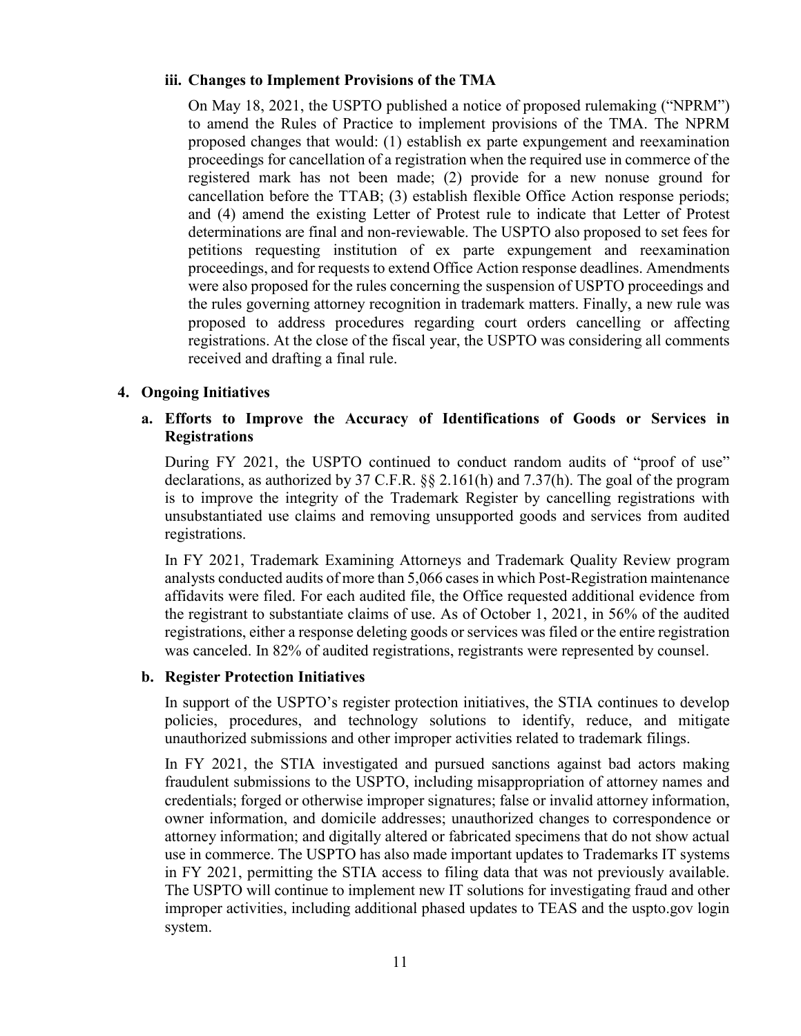#### iii. Changes to Implement Provisions of the TMA

On May 18, 2021, the USPTO published a notice of proposed rulemaking ("NPRM") to amend the Rules of Practice to implement provisions of the TMA. The NPRM proposed changes that would: (1) establish ex parte expungement and reexamination proceedings for cancellation of a registration when the required use in commerce of the registered mark has not been made; (2) provide for a new nonuse ground for cancellation before the TTAB; (3) establish flexible Office Action response periods; and (4) amend the existing Letter of Protest rule to indicate that Letter of Protest determinations are final and non-reviewable. The USPTO also proposed to set fees for petitions requesting institution of ex parte expungement and reexamination proceedings, and for requests to extend Office Action response deadlines. Amendments were also proposed for the rules concerning the suspension of USPTO proceedings and the rules governing attorney recognition in trademark matters. Finally, a new rule was proposed to address procedures regarding court orders cancelling or affecting registrations. At the close of the fiscal year, the USPTO was considering all comments received and drafting a final rule.

## 4. Ongoing Initiatives

### a. Efforts to Improve the Accuracy of Identifications of Goods or Services in Registrations

During FY 2021, the USPTO continued to conduct random audits of "proof of use" declarations, as authorized by 37 C.F.R. §§ 2.161(h) and 7.37(h). The goal of the program is to improve the integrity of the Trademark Register by cancelling registrations with unsubstantiated use claims and removing unsupported goods and services from audited registrations.

In FY 2021, Trademark Examining Attorneys and Trademark Quality Review program analysts conducted audits of more than 5,066 cases in which Post-Registration maintenance affidavits were filed. For each audited file, the Office requested additional evidence from the registrant to substantiate claims of use. As of October 1, 2021, in 56% of the audited registrations, either a response deleting goods or services was filed or the entire registration was canceled. In 82% of audited registrations, registrants were represented by counsel.

### b. Register Protection Initiatives

In support of the USPTO's register protection initiatives, the STIA continues to develop policies, procedures, and technology solutions to identify, reduce, and mitigate unauthorized submissions and other improper activities related to trademark filings.

In FY 2021, the STIA investigated and pursued sanctions against bad actors making fraudulent submissions to the USPTO, including misappropriation of attorney names and credentials; forged or otherwise improper signatures; false or invalid attorney information, owner information, and domicile addresses; unauthorized changes to correspondence or attorney information; and digitally altered or fabricated specimens that do not show actual use in commerce. The USPTO has also made important updates to Trademarks IT systems in FY 2021, permitting the STIA access to filing data that was not previously available. The USPTO will continue to implement new IT solutions for investigating fraud and other improper activities, including additional phased updates to TEAS and the uspto.gov login system.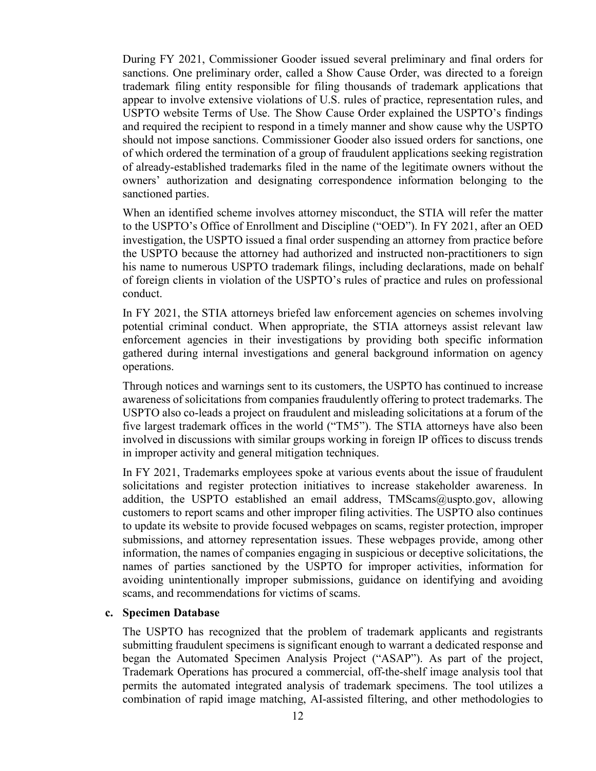During FY 2021, Commissioner Gooder issued several preliminary and final orders for sanctions. One preliminary order, called a Show Cause Order, was directed to a foreign trademark filing entity responsible for filing thousands of trademark applications that appear to involve extensive violations of U.S. rules of practice, representation rules, and USPTO website Terms of Use. The Show Cause Order explained the USPTO's findings and required the recipient to respond in a timely manner and show cause why the USPTO should not impose sanctions. Commissioner Gooder also issued orders for sanctions, one of which ordered the termination of a group of fraudulent applications seeking registration of already-established trademarks filed in the name of the legitimate owners without the owners' authorization and designating correspondence information belonging to the sanctioned parties.

When an identified scheme involves attorney misconduct, the STIA will refer the matter to the USPTO's Office of Enrollment and Discipline ("OED"). In FY 2021, after an OED investigation, the USPTO issued a final order suspending an attorney from practice before the USPTO because the attorney had authorized and instructed non-practitioners to sign his name to numerous USPTO trademark filings, including declarations, made on behalf of foreign clients in violation of the USPTO's rules of practice and rules on professional conduct.

In FY 2021, the STIA attorneys briefed law enforcement agencies on schemes involving potential criminal conduct. When appropriate, the STIA attorneys assist relevant law enforcement agencies in their investigations by providing both specific information gathered during internal investigations and general background information on agency operations.

Through notices and warnings sent to its customers, the USPTO has continued to increase awareness of solicitations from companies fraudulently offering to protect trademarks. The USPTO also co-leads a project on fraudulent and misleading solicitations at a forum of the five largest trademark offices in the world ("TM5"). The STIA attorneys have also been involved in discussions with similar groups working in foreign IP offices to discuss trends in improper activity and general mitigation techniques.

In FY 2021, Trademarks employees spoke at various events about the issue of fraudulent solicitations and register protection initiatives to increase stakeholder awareness. In addition, the USPTO established an email address, TMScams@uspto.gov, allowing customers to report scams and other improper filing activities. The USPTO also continues to update its website to provide focused webpages on scams, register protection, improper submissions, and attorney representation issues. These webpages provide, among other information, the names of companies engaging in suspicious or deceptive solicitations, the names of parties sanctioned by the USPTO for improper activities, information for avoiding unintentionally improper submissions, guidance on identifying and avoiding scams, and recommendations for victims of scams.

**c. Specimen Database**

The USPTO has recognized that the problem of trademark applicants and registrants submitting fraudulent specimens is significant enough to warrant a dedicated response and began the Automated Specimen Analysis Project ("ASAP"). As part of the project, Trademark Operations has procured a commercial, off-the-shelf image analysis tool that permits the automated integrated analysis of trademark specimens. The tool utilizes a combination of rapid image matching, AI-assisted filtering, and other methodologies to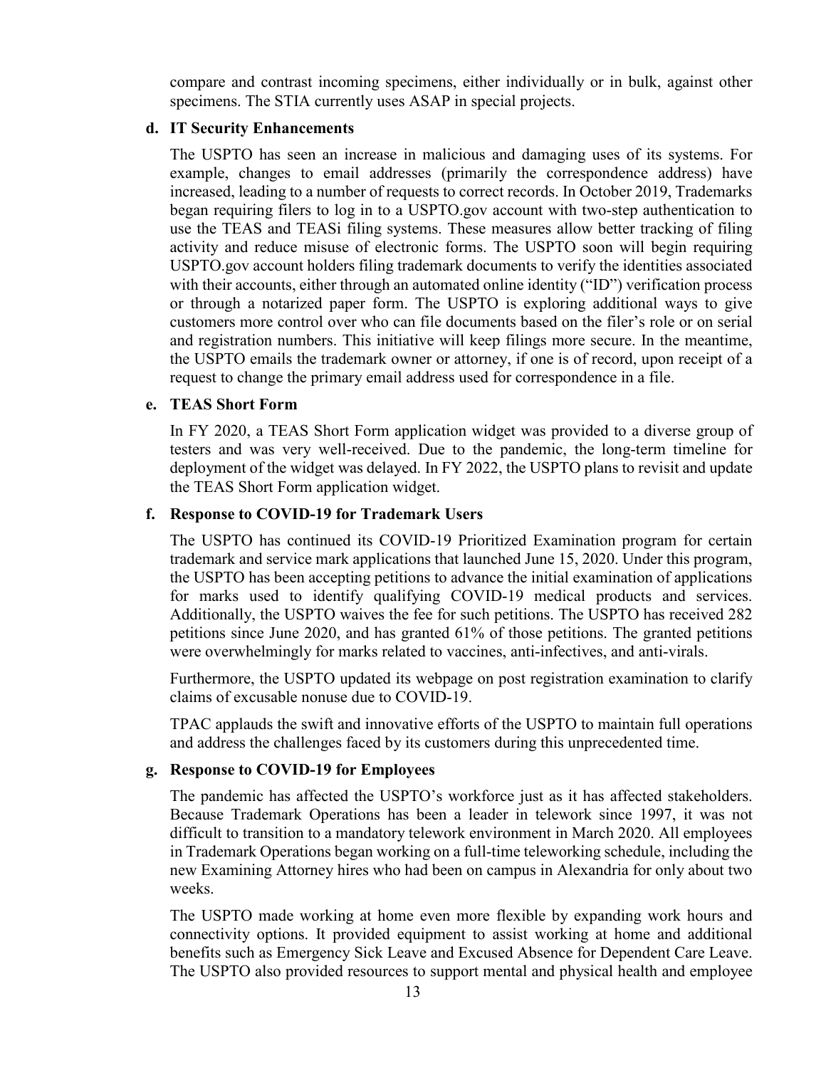compare and contrast incoming specimens, either individually or in bulk, against other specimens. The STIA currently uses ASAP in special projects.

#### d. IT Security Enhancements

The USPTO has seen an increase in malicious and damaging uses of its systems. For example, changes to email addresses (primarily the correspondence address) have increased, leading to a number of requests to correct records. In October 2019, Trademarks began requiring filers to log in to a USPTO.gov account with two-step authentication to use the TEAS and TEASi filing systems. These measures allow better tracking of filing activity and reduce misuse of electronic forms. The USPTO soon will begin requiring USPTO.gov account holders filing trademark documents to verify the identities associated with their accounts, either through an automated online identity ("ID") verification process or through a notarized paper form. The USPTO is exploring additional ways to give customers more control over who can file documents based on the filer's role or on serial and registration numbers. This initiative will keep filings more secure. In the meantime, the USPTO emails the trademark owner or attorney, if one is of record, upon receipt of a request to change the primary email address used for correspondence in a file.

#### e. TEAS Short Form

In FY 2020, a TEAS Short Form application widget was provided to a diverse group of testers and was very well-received. Due to the pandemic, the long-term timeline for deployment of the widget was delayed. In FY 2022, the USPTO plans to revisit and update the TEAS Short Form application widget.

#### f. Response to COVID-19 for Trademark Users

The USPTO has continued its COVID-19 Prioritized Examination program for certain trademark and service mark applications that launched June 15, 2020. Under this program, the USPTO has been accepting petitions to advance the initial examination of applications for marks used to identify qualifying COVID-19 medical products and services. Additionally, the USPTO waives the fee for such petitions. The USPTO has received 282 petitions since June 2020, and has granted 61% of those petitions. The granted petitions were overwhelmingly for marks related to vaccines, anti-infectives, and anti-virals.

Furthermore, the USPTO updated its webpage on post registration examination to clarify claims of excusable nonuse due to COVID-19.

TPAC applauds the swift and innovative efforts of the USPTO to maintain full operations and address the challenges faced by its customers during this unprecedented time.

#### g. Response to COVID-19 for Employees

The pandemic has affected the USPTO's workforce just as it has affected stakeholders. Because Trademark Operations has been a leader in telework since 1997, it was not difficult to transition to a mandatory telework environment in March 2020. All employees in Trademark Operations began working on a full-time teleworking schedule, including the new Examining Attorney hires who had been on campus in Alexandria for only about two weeks.

The USPTO made working at home even more flexible by expanding work hours and connectivity options. It provided equipment to assist working at home and additional benefits such as Emergency Sick Leave and Excused Absence for Dependent Care Leave. The USPTO also provided resources to support mental and physical health and employee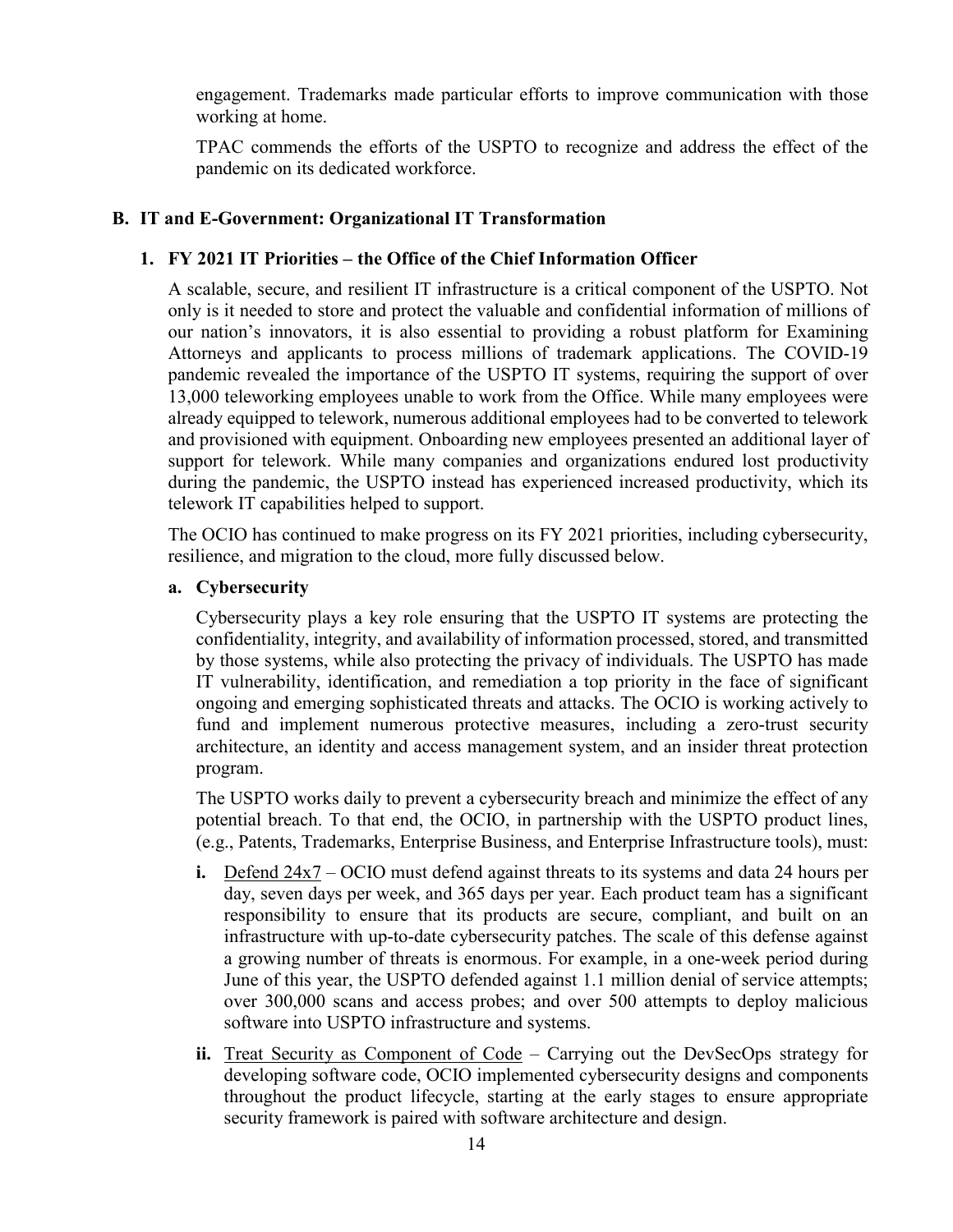engagement. Trademarks made particular efforts to improve communication with those working at home.

TPAC commends the efforts of the USPTO to recognize and address the effect of the pandemic on its dedicated workforce.

## B. IT and E-Government: Organizational IT Transformation

### 1. FY 2021 IT Priorities – the Office of the Chief Information Officer

A scalable, secure, and resilient IT infrastructure is a critical component of the USPTO. Not only is it needed to store and protect the valuable and confidential information of millions of our nation's innovators, it is also essential to providing a robust platform for Examining Attorneys and applicants to process millions of trademark applications. The COVID-19 pandemic revealed the importance of the USPTO IT systems, requiring the support of over 13,000 teleworking employees unable to work from the Office. While many employees were already equipped to telework, numerous additional employees had to be converted to telework and provisioned with equipment. Onboarding new employees presented an additional layer of support for telework. While many companies and organizations endured lost productivity during the pandemic, the USPTO instead has experienced increased productivity, which its telework IT capabilities helped to support.

The OCIO has continued to make progress on its FY 2021 priorities, including cybersecurity, resilience, and migration to the cloud, more fully discussed below.

#### a. Cybersecurity

Cybersecurity plays a key role ensuring that the USPTO IT systems are protecting the confidentiality, integrity, and availability of information processed, stored, and transmitted by those systems, while also protecting the privacy of individuals. The USPTO has made IT vulnerability, identification, and remediation a top priority in the face of significant ongoing and emerging sophisticated threats and attacks. The OCIO is working actively to fund and implement numerous protective measures, including a zero-trust security architecture, an identity and access management system, and an insider threat protection program.

The USPTO works daily to prevent a cybersecurity breach and minimize the effect of any potential breach. To that end, the OCIO, in partnership with the USPTO product lines, (e.g., Patents, Trademarks, Enterprise Business, and Enterprise Infrastructure tools), must:

- **i.** Defend 24x7 – OCIO must defend against threats to its systems and data 24 hours per day, seven days per week, and 365 days per year. Each product team has a significant responsibility to ensure that its products are secure, compliant, and built on an infrastructure with up-to-date cybersecurity patches. The scale of this defense against a growing number of threats is enormous. For example, in a one-week period during June of this year, the USPTO defended against 1.1 million denial of service attempts; over 300,000 scans and access probes; and over 500 attempts to deploy malicious software into USPTO infrastructure and systems.
- **ii.** Treat Security as Component of Code – Carrying out the DevSecOps strategy for developing software code, OCIO implemented cybersecurity designs and components throughout the product lifecycle, starting at the early stages to ensure appropriate security framework is paired with software architecture and design.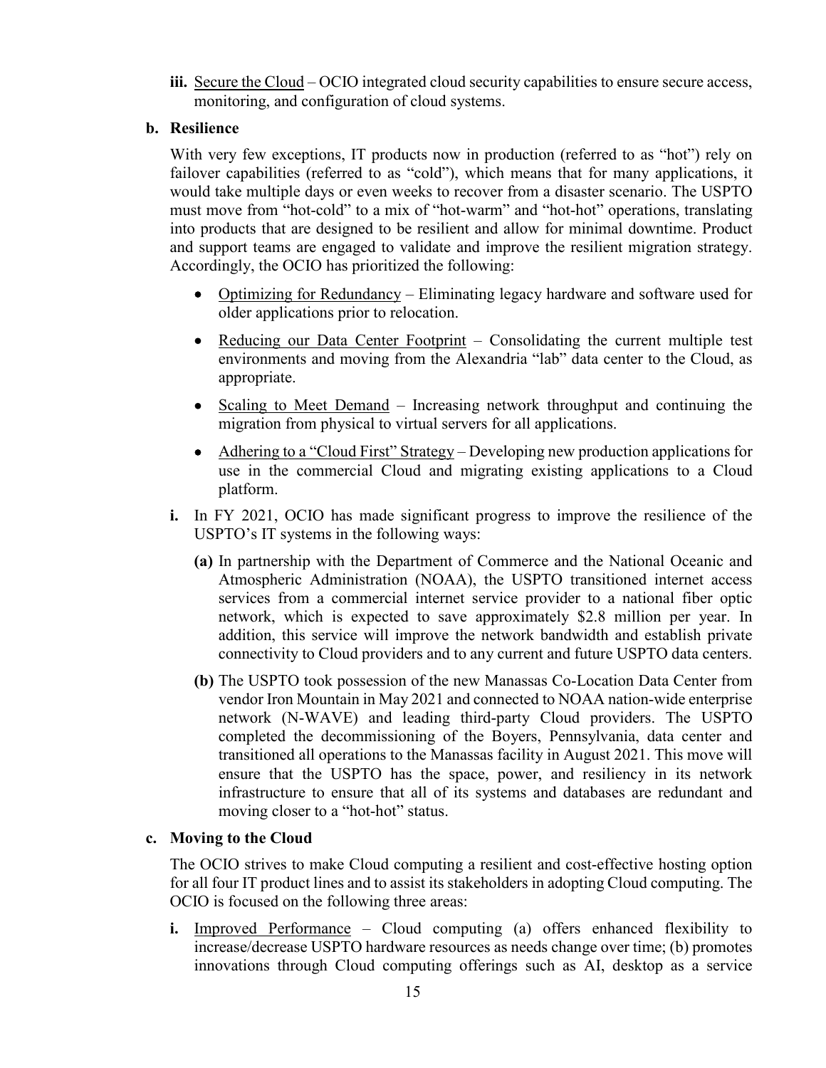**iii.** Secure the Cloud – OCIO integrated cloud security capabilities to ensure secure access, monitoring, and configuration of cloud systems.

**b. Resilience**

With very few exceptions, IT products now in production (referred to as "hot") rely on failover capabilities (referred to as "cold"), which means that for many applications, it would take multiple days or even weeks to recover from a disaster scenario. The USPTO must move from "hot-cold" to a mix of "hot-warm" and "hot-hot" operations, translating into products that are designed to be resilient and allow for minimal downtime. Product and support teams are engaged to validate and improve the resilient migration strategy. Accordingly, the OCIO has prioritized the following:

- Optimizing for Redundancy – Eliminating legacy hardware and software used for older applications prior to relocation.
- Reducing our Data Center Footprint – Consolidating the current multiple test environments and moving from the Alexandria "lab" data center to the Cloud, as appropriate.
- Scaling to Meet Demand – Increasing network throughput and continuing the migration from physical to virtual servers for all applications.
- Adhering to a "Cloud First" Strategy – Developing new production applications for use in the commercial Cloud and migrating existing applications to a Cloud platform.

**i.** In FY 2021, OCIO has made significant progress to improve the resilience of the USPTO's IT systems in the following ways:

**(a)** In partnership with the Department of Commerce and the National Oceanic and Atmospheric Administration (NOAA), the USPTO transitioned internet access services from a commercial internet service provider to a national fiber optic network, which is expected to save approximately $2.8 million per year. In addition, this service will improve the network bandwidth and establish private connectivity to Cloud providers and to any current and future USPTO data centers.

**(b)** The USPTO took possession of the new Manassas Co-Location Data Center from vendor Iron Mountain in May 2021 and connected to NOAA nation-wide enterprise network (N-WAVE) and leading third-party Cloud providers. The USPTO completed the decommissioning of the Boyers, Pennsylvania, data center and transitioned all operations to the Manassas facility in August 2021. This move will ensure that the USPTO has the space, power, and resiliency in its network infrastructure to ensure that all of its systems and databases are redundant and moving closer to a "hot-hot" status.

**c. Moving to the Cloud**

The OCIO strives to make Cloud computing a resilient and cost-effective hosting option for all four IT product lines and to assist its stakeholders in adopting Cloud computing. The OCIO is focused on the following three areas:

**i.** Improved Performance – Cloud computing (a) offers enhanced flexibility to increase/decrease USPTO hardware resources as needs change over time; (b) promotes innovations through Cloud computing offerings such as AI, desktop as a service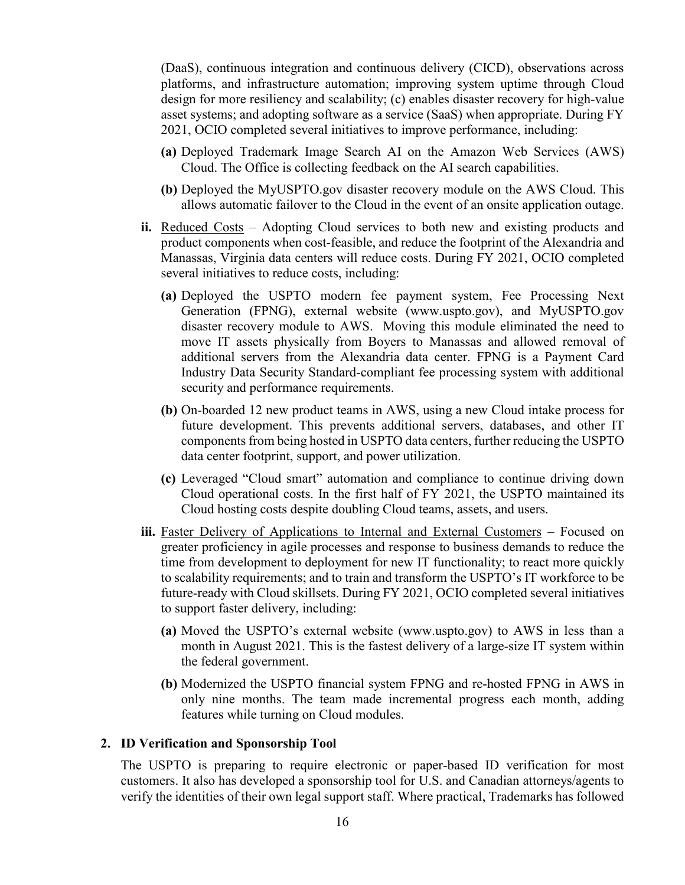(DaaS), continuous integration and continuous delivery (CICD), observations across platforms, and infrastructure automation; improving system uptime through Cloud design for more resiliency and scalability; (c) enables disaster recovery for high-value asset systems; and adopting software as a service (SaaS) when appropriate. During FY 2021, OCIO completed several initiatives to improve performance, including:

- **(a)** Deployed Trademark Image Search AI on the Amazon Web Services (AWS) Cloud. The Office is collecting feedback on the AI search capabilities.
- **(b)** Deployed the MyUSPTO.gov disaster recovery module on the AWS Cloud. This allows automatic failover to the Cloud in the event of an onsite application outage.

**ii.** <u>Reduced Costs</u> – Adopting Cloud services to both new and existing products and product components when cost-feasible, and reduce the footprint of the Alexandria and Manassas, Virginia data centers will reduce costs. During FY 2021, OCIO completed several initiatives to reduce costs, including:

- **(a)** Deployed the USPTO modern fee payment system, Fee Processing Next Generation (FPNG), external website (www.uspto.gov), and MyUSPTO.gov disaster recovery module to AWS. Moving this module eliminated the need to move IT assets physically from Boyers to Manassas and allowed removal of additional servers from the Alexandria data center. FPNG is a Payment Card Industry Data Security Standard-compliant fee processing system with additional security and performance requirements.
- **(b)** On-boarded 12 new product teams in AWS, using a new Cloud intake process for future development. This prevents additional servers, databases, and other IT components from being hosted in USPTO data centers, further reducing the USPTO data center footprint, support, and power utilization.
- **(c)** Leveraged "Cloud smart" automation and compliance to continue driving down Cloud operational costs. In the first half of FY 2021, the USPTO maintained its Cloud hosting costs despite doubling Cloud teams, assets, and users.

**iii.** <u>Faster Delivery of Applications to Internal and External Customers</u> – Focused on greater proficiency in agile processes and response to business demands to reduce the time from development to deployment for new IT functionality; to react more quickly to scalability requirements; and to train and transform the USPTO's IT workforce to be future-ready with Cloud skillsets. During FY 2021, OCIO completed several initiatives to support faster delivery, including:

- **(a)** Moved the USPTO's external website (www.uspto.gov) to AWS in less than a month in August 2021. This is the fastest delivery of a large-size IT system within the federal government.
- **(b)** Modernized the USPTO financial system FPNG and re-hosted FPNG in AWS in only nine months. The team made incremental progress each month, adding features while turning on Cloud modules.

### 2. ID Verification and Sponsorship Tool

The USPTO is preparing to require electronic or paper-based ID verification for most customers. It also has developed a sponsorship tool for U.S. and Canadian attorneys/agents to verify the identities of their own legal support staff. Where practical, Trademarks has followed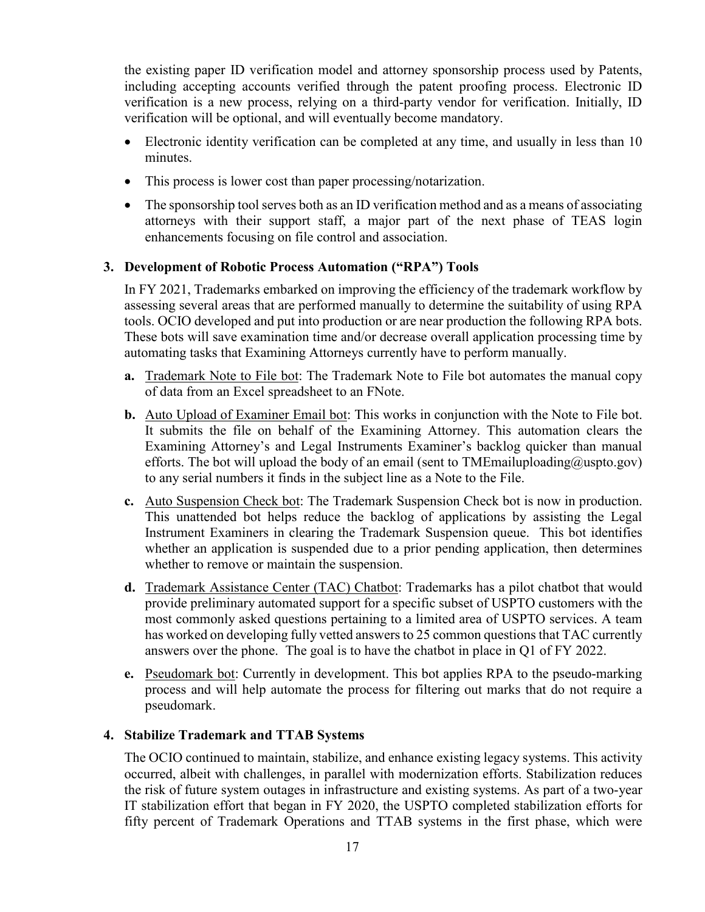the existing paper ID verification model and attorney sponsorship process used by Patents, including accepting accounts verified through the patent proofing process. Electronic ID verification is a new process, relying on a third-party vendor for verification. Initially, ID verification will be optional, and will eventually become mandatory.

- Electronic identity verification can be completed at any time, and usually in less than 10 minutes.
- This process is lower cost than paper processing/notarization.
- The sponsorship tool serves both as an ID verification method and as a means of associating attorneys with their support staff, a major part of the next phase of TEAS login enhancements focusing on file control and association.

### 3. Development of Robotic Process Automation ("RPA") Tools

In FY 2021, Trademarks embarked on improving the efficiency of the trademark workflow by assessing several areas that are performed manually to determine the suitability of using RPA tools. OCIO developed and put into production or are near production the following RPA bots. These bots will save examination time and/or decrease overall application processing time by automating tasks that Examining Attorneys currently have to perform manually.

**a.** Trademark Note to File bot: The Trademark Note to File bot automates the manual copy of data from an Excel spreadsheet to an FNote.

**b.** Auto Upload of Examiner Email bot: This works in conjunction with the Note to File bot. It submits the file on behalf of the Examining Attorney. This automation clears the Examining Attorney's and Legal Instruments Examiner's backlog quicker than manual efforts. The bot will upload the body of an email (sent to TMEmailuploading@uspto.gov) to any serial numbers it finds in the subject line as a Note to the File.

**c.** Auto Suspension Check bot: The Trademark Suspension Check bot is now in production. This unattended bot helps reduce the backlog of applications by assisting the Legal Instrument Examiners in clearing the Trademark Suspension queue. This bot identifies whether an application is suspended due to a prior pending application, then determines whether to remove or maintain the suspension.

**d.** Trademark Assistance Center (TAC) Chatbot: Trademarks has a pilot chatbot that would provide preliminary automated support for a specific subset of USPTO customers with the most commonly asked questions pertaining to a limited area of USPTO services. A team has worked on developing fully vetted answers to 25 common questions that TAC currently answers over the phone. The goal is to have the chatbot in place in Q1 of FY 2022.

**e.** Pseudomark bot: Currently in development. This bot applies RPA to the pseudo-marking process and will help automate the process for filtering out marks that do not require a pseudomark.

### 4. Stabilize Trademark and TTAB Systems

The OCIO continued to maintain, stabilize, and enhance existing legacy systems. This activity occurred, albeit with challenges, in parallel with modernization efforts. Stabilization reduces the risk of future system outages in infrastructure and existing systems. As part of a two-year IT stabilization effort that began in FY 2020, the USPTO completed stabilization efforts for fifty percent of Trademark Operations and TTAB systems in the first phase, which were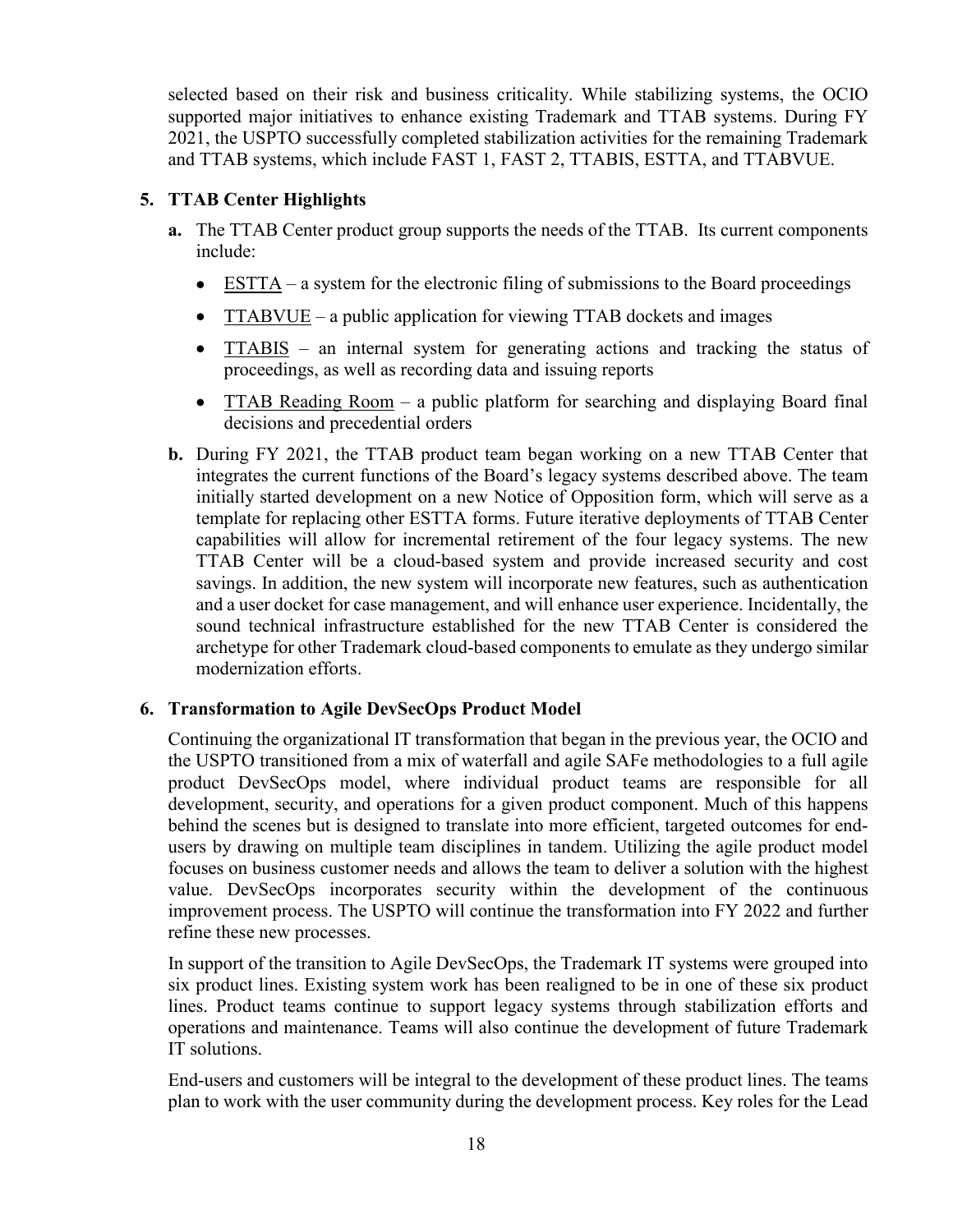selected based on their risk and business criticality. While stabilizing systems, the OCIO supported major initiatives to enhance existing Trademark and TTAB systems. During FY 2021, the USPTO successfully completed stabilization activities for the remaining Trademark and TTAB systems, which include FAST 1, FAST 2, TTABIS, ESTTA, and TTABVUE.

**5. TTAB Center Highlights**

**a.** The TTAB Center product group supports the needs of the TTAB. Its current components include:

- ESTTA – a system for the electronic filing of submissions to the Board proceedings
- TTABVUE – a public application for viewing TTAB dockets and images
- TTABIS – an internal system for generating actions and tracking the status of proceedings, as well as recording data and issuing reports
- TTAB Reading Room – a public platform for searching and displaying Board final decisions and precedential orders

**b.** During FY 2021, the TTAB product team began working on a new TTAB Center that integrates the current functions of the Board's legacy systems described above. The team initially started development on a new Notice of Opposition form, which will serve as a template for replacing other ESTTA forms. Future iterative deployments of TTAB Center capabilities will allow for incremental retirement of the four legacy systems. The new TTAB Center will be a cloud-based system and provide increased security and cost savings. In addition, the new system will incorporate new features, such as authentication and a user docket for case management, and will enhance user experience. Incidentally, the sound technical infrastructure established for the new TTAB Center is considered the archetype for other Trademark cloud-based components to emulate as they undergo similar modernization efforts.

**6. Transformation to Agile DevSecOps Product Model**

Continuing the organizational IT transformation that began in the previous year, the OCIO and the USPTO transitioned from a mix of waterfall and agile SAFe methodologies to a full agile product DevSecOps model, where individual product teams are responsible for all development, security, and operations for a given product component. Much of this happens behind the scenes but is designed to translate into more efficient, targeted outcomes for end-users by drawing on multiple team disciplines in tandem. Utilizing the agile product model focuses on business customer needs and allows the team to deliver a solution with the highest value. DevSecOps incorporates security within the development of the continuous improvement process. The USPTO will continue the transformation into FY 2022 and further refine these new processes.

In support of the transition to Agile DevSecOps, the Trademark IT systems were grouped into six product lines. Existing system work has been realigned to be in one of these six product lines. Product teams continue to support legacy systems through stabilization efforts and operations and maintenance. Teams will also continue the development of future Trademark IT solutions.

End-users and customers will be integral to the development of these product lines. The teams plan to work with the user community during the development process. Key roles for the Lead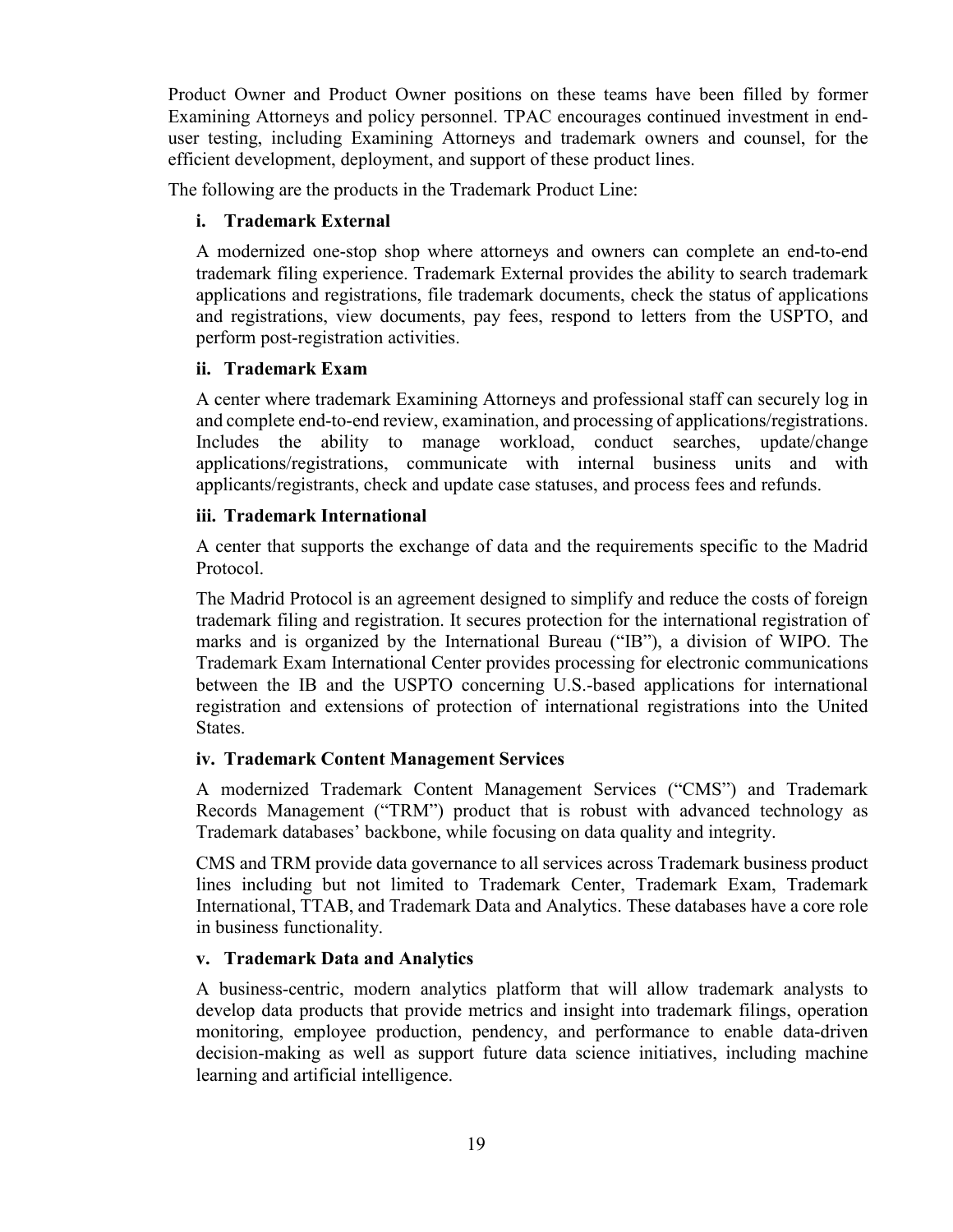Product Owner and Product Owner positions on these teams have been filled by former Examining Attorneys and policy personnel. TPAC encourages continued investment in end-user testing, including Examining Attorneys and trademark owners and counsel, for the efficient development, deployment, and support of these product lines.

The following are the products in the Trademark Product Line:

**i. Trademark External**

A modernized one-stop shop where attorneys and owners can complete an end-to-end trademark filing experience. Trademark External provides the ability to search trademark applications and registrations, file trademark documents, check the status of applications and registrations, view documents, pay fees, respond to letters from the USPTO, and perform post-registration activities.

**ii. Trademark Exam**

A center where trademark Examining Attorneys and professional staff can securely log in and complete end-to-end review, examination, and processing of applications/registrations. Includes the ability to manage workload, conduct searches, update/change applications/registrations, communicate with internal business units and with applicants/registrants, check and update case statuses, and process fees and refunds.

**iii. Trademark International**

A center that supports the exchange of data and the requirements specific to the Madrid Protocol.

The Madrid Protocol is an agreement designed to simplify and reduce the costs of foreign trademark filing and registration. It secures protection for the international registration of marks and is organized by the International Bureau ("IB"), a division of WIPO. The Trademark Exam International Center provides processing for electronic communications between the IB and the USPTO concerning U.S.-based applications for international registration and extensions of protection of international registrations into the United States.

**iv. Trademark Content Management Services**

A modernized Trademark Content Management Services ("CMS") and Trademark Records Management ("TRM") product that is robust with advanced technology as Trademark databases' backbone, while focusing on data quality and integrity.

CMS and TRM provide data governance to all services across Trademark business product lines including but not limited to Trademark Center, Trademark Exam, Trademark International, TTAB, and Trademark Data and Analytics. These databases have a core role in business functionality.

**v. Trademark Data and Analytics**

A business-centric, modern analytics platform that will allow trademark analysts to develop data products that provide metrics and insight into trademark filings, operation monitoring, employee production, pendency, and performance to enable data-driven decision-making as well as support future data science initiatives, including machine learning and artificial intelligence.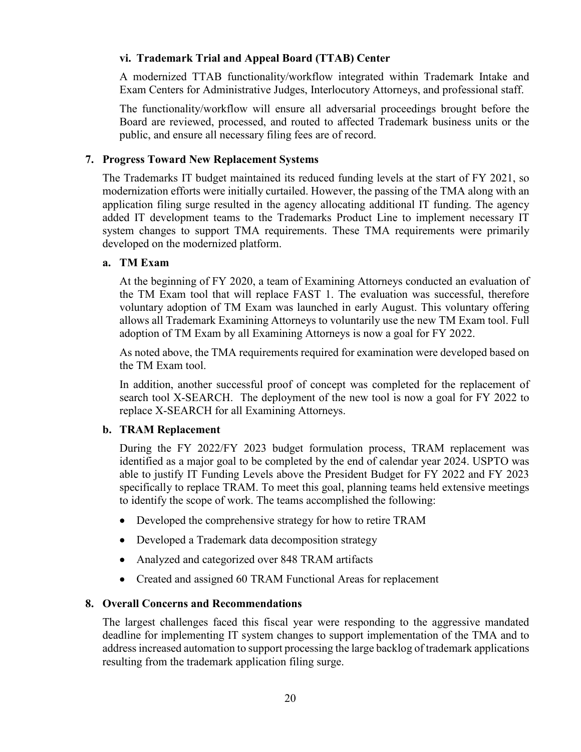#### vi. Trademark Trial and Appeal Board (TTAB) Center

A modernized TTAB functionality/workflow integrated within Trademark Intake and Exam Centers for Administrative Judges, Interlocutory Attorneys, and professional staff.

The functionality/workflow will ensure all adversarial proceedings brought before the Board are reviewed, processed, and routed to affected Trademark business units or the public, and ensure all necessary filing fees are of record.

## 7. Progress Toward New Replacement Systems

The Trademarks IT budget maintained its reduced funding levels at the start of FY 2021, so modernization efforts were initially curtailed. However, the passing of the TMA along with an application filing surge resulted in the agency allocating additional IT funding. The agency added IT development teams to the Trademarks Product Line to implement necessary IT system changes to support TMA requirements. These TMA requirements were primarily developed on the modernized platform.

### a. TM Exam

At the beginning of FY 2020, a team of Examining Attorneys conducted an evaluation of the TM Exam tool that will replace FAST 1. The evaluation was successful, therefore voluntary adoption of TM Exam was launched in early August. This voluntary offering allows all Trademark Examining Attorneys to voluntarily use the new TM Exam tool. Full adoption of TM Exam by all Examining Attorneys is now a goal for FY 2022.

As noted above, the TMA requirements required for examination were developed based on the TM Exam tool.

In addition, another successful proof of concept was completed for the replacement of search tool X-SEARCH. The deployment of the new tool is now a goal for FY 2022 to replace X-SEARCH for all Examining Attorneys.

### b. TRAM Replacement

During the FY 2022/FY 2023 budget formulation process, TRAM replacement was identified as a major goal to be completed by the end of calendar year 2024. USPTO was able to justify IT Funding Levels above the President Budget for FY 2022 and FY 2023 specifically to replace TRAM. To meet this goal, planning teams held extensive meetings to identify the scope of work. The teams accomplished the following:

- Developed the comprehensive strategy for how to retire TRAM
- Developed a Trademark data decomposition strategy
- Analyzed and categorized over 848 TRAM artifacts
- Created and assigned 60 TRAM Functional Areas for replacement

## 8. Overall Concerns and Recommendations

The largest challenges faced this fiscal year were responding to the aggressive mandated deadline for implementing IT system changes to support implementation of the TMA and to address increased automation to support processing the large backlog of trademark applications resulting from the trademark application filing surge.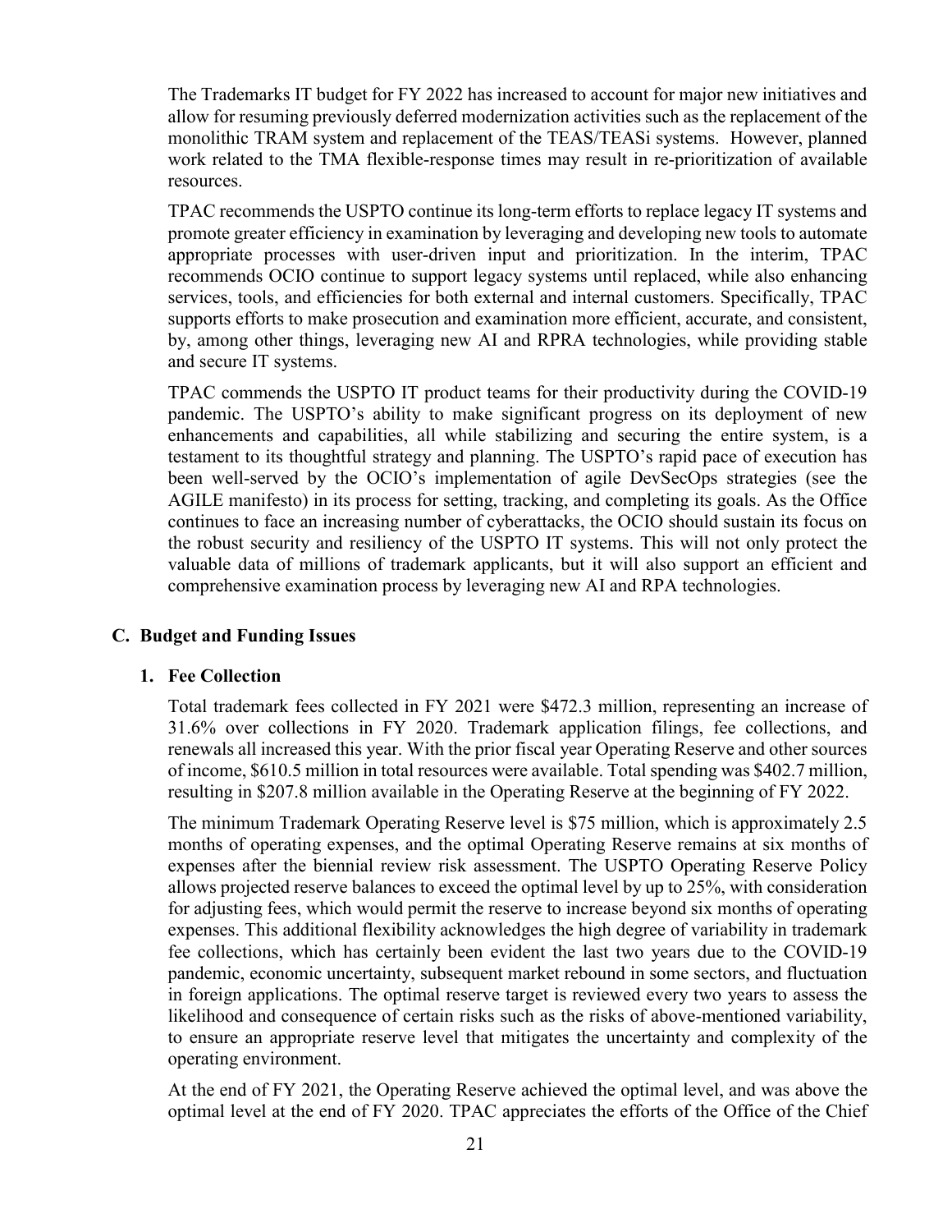The Trademarks IT budget for FY 2022 has increased to account for major new initiatives and allow for resuming previously deferred modernization activities such as the replacement of the monolithic TRAM system and replacement of the TEAS/TEASi systems. However, planned work related to the TMA flexible-response times may result in re-prioritization of available resources.

TPAC recommends the USPTO continue its long-term efforts to replace legacy IT systems and promote greater efficiency in examination by leveraging and developing new tools to automate appropriate processes with user-driven input and prioritization. In the interim, TPAC recommends OCIO continue to support legacy systems until replaced, while also enhancing services, tools, and efficiencies for both external and internal customers. Specifically, TPAC supports efforts to make prosecution and examination more efficient, accurate, and consistent, by, among other things, leveraging new AI and RPRA technologies, while providing stable and secure IT systems.

TPAC commends the USPTO IT product teams for their productivity during the COVID-19 pandemic. The USPTO's ability to make significant progress on its deployment of new enhancements and capabilities, all while stabilizing and securing the entire system, is a testament to its thoughtful strategy and planning. The USPTO's rapid pace of execution has been well-served by the OCIO's implementation of agile DevSecOps strategies (see the AGILE manifesto) in its process for setting, tracking, and completing its goals. As the Office continues to face an increasing number of cyberattacks, the OCIO should sustain its focus on the robust security and resiliency of the USPTO IT systems. This will not only protect the valuable data of millions of trademark applicants, but it will also support an efficient and comprehensive examination process by leveraging new AI and RPA technologies.

### C. Budget and Funding Issues

#### 1. Fee Collection

Total trademark fees collected in FY 2021 were $472.3 million, representing an increase of 31.6% over collections in FY 2020. Trademark application filings, fee collections, and renewals all increased this year. With the prior fiscal year Operating Reserve and other sources of income, $610.5 million in total resources were available. Total spending was $402.7 million, resulting in $207.8 million available in the Operating Reserve at the beginning of FY 2022.

The minimum Trademark Operating Reserve level is $75 million, which is approximately 2.5 months of operating expenses, and the optimal Operating Reserve remains at six months of expenses after the biennial review risk assessment. The USPTO Operating Reserve Policy allows projected reserve balances to exceed the optimal level by up to 25%, with consideration for adjusting fees, which would permit the reserve to increase beyond six months of operating expenses. This additional flexibility acknowledges the high degree of variability in trademark fee collections, which has certainly been evident the last two years due to the COVID-19 pandemic, economic uncertainty, subsequent market rebound in some sectors, and fluctuation in foreign applications. The optimal reserve target is reviewed every two years to assess the likelihood and consequence of certain risks such as the risks of above-mentioned variability, to ensure an appropriate reserve level that mitigates the uncertainty and complexity of the operating environment.

At the end of FY 2021, the Operating Reserve achieved the optimal level, and was above the optimal level at the end of FY 2020. TPAC appreciates the efforts of the Office of the Chief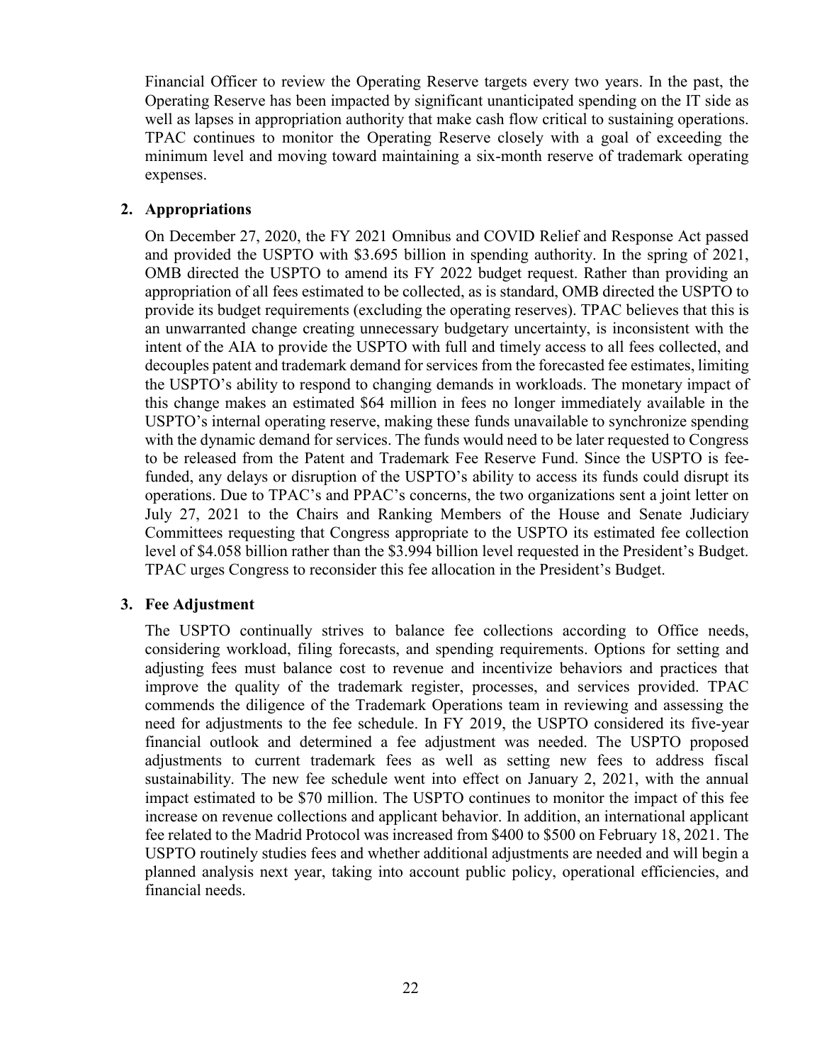Financial Officer to review the Operating Reserve targets every two years. In the past, the Operating Reserve has been impacted by significant unanticipated spending on the IT side as well as lapses in appropriation authority that make cash flow critical to sustaining operations. TPAC continues to monitor the Operating Reserve closely with a goal of exceeding the minimum level and moving toward maintaining a six-month reserve of trademark operating expenses.

**2. Appropriations**

On December 27, 2020, the FY 2021 Omnibus and COVID Relief and Response Act passed and provided the USPTO with $3.695 billion in spending authority. In the spring of 2021, OMB directed the USPTO to amend its FY 2022 budget request. Rather than providing an appropriation of all fees estimated to be collected, as is standard, OMB directed the USPTO to provide its budget requirements (excluding the operating reserves). TPAC believes that this is an unwarranted change creating unnecessary budgetary uncertainty, is inconsistent with the intent of the AIA to provide the USPTO with full and timely access to all fees collected, and decouples patent and trademark demand for services from the forecasted fee estimates, limiting the USPTO's ability to respond to changing demands in workloads. The monetary impact of this change makes an estimated $64 million in fees no longer immediately available in the USPTO's internal operating reserve, making these funds unavailable to synchronize spending with the dynamic demand for services. The funds would need to be later requested to Congress to be released from the Patent and Trademark Fee Reserve Fund. Since the USPTO is fee-funded, any delays or disruption of the USPTO's ability to access its funds could disrupt its operations. Due to TPAC's and PPAC's concerns, the two organizations sent a joint letter on July 27, 2021 to the Chairs and Ranking Members of the House and Senate Judiciary Committees requesting that Congress appropriate to the USPTO its estimated fee collection level of $4.058 billion rather than the $3.994 billion level requested in the President's Budget. TPAC urges Congress to reconsider this fee allocation in the President's Budget.

**3. Fee Adjustment**

The USPTO continually strives to balance fee collections according to Office needs, considering workload, filing forecasts, and spending requirements. Options for setting and adjusting fees must balance cost to revenue and incentivize behaviors and practices that improve the quality of the trademark register, processes, and services provided. TPAC commends the diligence of the Trademark Operations team in reviewing and assessing the need for adjustments to the fee schedule. In FY 2019, the USPTO considered its five-year financial outlook and determined a fee adjustment was needed. The USPTO proposed adjustments to current trademark fees as well as setting new fees to address fiscal sustainability. The new fee schedule went into effect on January 2, 2021, with the annual impact estimated to be $70 million. The USPTO continues to monitor the impact of this fee increase on revenue collections and applicant behavior. In addition, an international applicant fee related to the Madrid Protocol was increased from $400 to $500 on February 18, 2021. The USPTO routinely studies fees and whether additional adjustments are needed and will begin a planned analysis next year, taking into account public policy, operational efficiencies, and financial needs.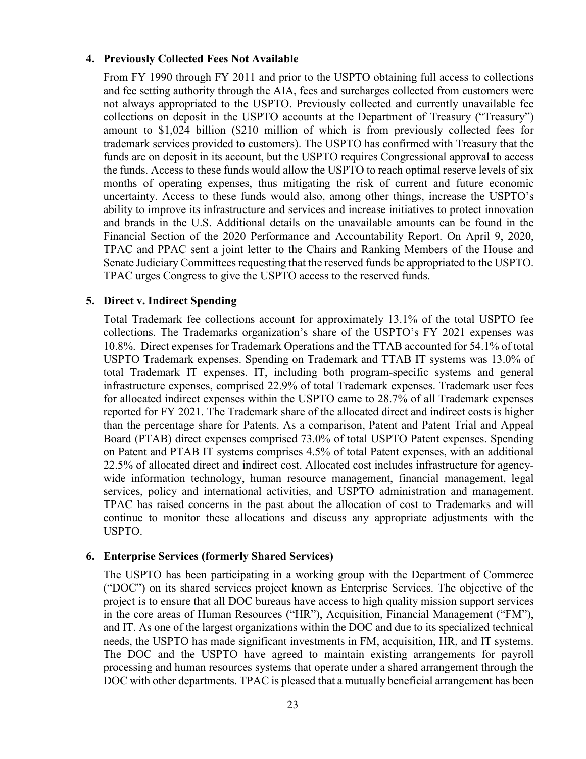**4. Previously Collected Fees Not Available**

From FY 1990 through FY 2011 and prior to the USPTO obtaining full access to collections and fee setting authority through the AIA, fees and surcharges collected from customers were not always appropriated to the USPTO. Previously collected and currently unavailable fee collections on deposit in the USPTO accounts at the Department of Treasury ("Treasury") amount to $1,024 billion ($210 million of which is from previously collected fees for trademark services provided to customers). The USPTO has confirmed with Treasury that the funds are on deposit in its account, but the USPTO requires Congressional approval to access the funds. Access to these funds would allow the USPTO to reach optimal reserve levels of six months of operating expenses, thus mitigating the risk of current and future economic uncertainty. Access to these funds would also, among other things, increase the USPTO's ability to improve its infrastructure and services and increase initiatives to protect innovation and brands in the U.S. Additional details on the unavailable amounts can be found in the Financial Section of the 2020 Performance and Accountability Report. On April 9, 2020, TPAC and PPAC sent a joint letter to the Chairs and Ranking Members of the House and Senate Judiciary Committees requesting that the reserved funds be appropriated to the USPTO. TPAC urges Congress to give the USPTO access to the reserved funds.

**5. Direct v. Indirect Spending**

Total Trademark fee collections account for approximately 13.1% of the total USPTO fee collections. The Trademarks organization's share of the USPTO's FY 2021 expenses was 10.8%. Direct expenses for Trademark Operations and the TTAB accounted for 54.1% of total USPTO Trademark expenses. Spending on Trademark and TTAB IT systems was 13.0% of total Trademark IT expenses. IT, including both program-specific systems and general infrastructure expenses, comprised 22.9% of total Trademark expenses. Trademark user fees for allocated indirect expenses within the USPTO came to 28.7% of all Trademark expenses reported for FY 2021. The Trademark share of the allocated direct and indirect costs is higher than the percentage share for Patents. As a comparison, Patent and Patent Trial and Appeal Board (PTAB) direct expenses comprised 73.0% of total USPTO Patent expenses. Spending on Patent and PTAB IT systems comprises 4.5% of total Patent expenses, with an additional 22.5% of allocated direct and indirect cost. Allocated cost includes infrastructure for agency-wide information technology, human resource management, financial management, legal services, policy and international activities, and USPTO administration and management. TPAC has raised concerns in the past about the allocation of cost to Trademarks and will continue to monitor these allocations and discuss any appropriate adjustments with the USPTO.

**6. Enterprise Services (formerly Shared Services)**

The USPTO has been participating in a working group with the Department of Commerce ("DOC") on its shared services project known as Enterprise Services. The objective of the project is to ensure that all DOC bureaus have access to high quality mission support services in the core areas of Human Resources ("HR"), Acquisition, Financial Management ("FM"), and IT. As one of the largest organizations within the DOC and due to its specialized technical needs, the USPTO has made significant investments in FM, acquisition, HR, and IT systems. The DOC and the USPTO have agreed to maintain existing arrangements for payroll processing and human resources systems that operate under a shared arrangement through the DOC with other departments. TPAC is pleased that a mutually beneficial arrangement has been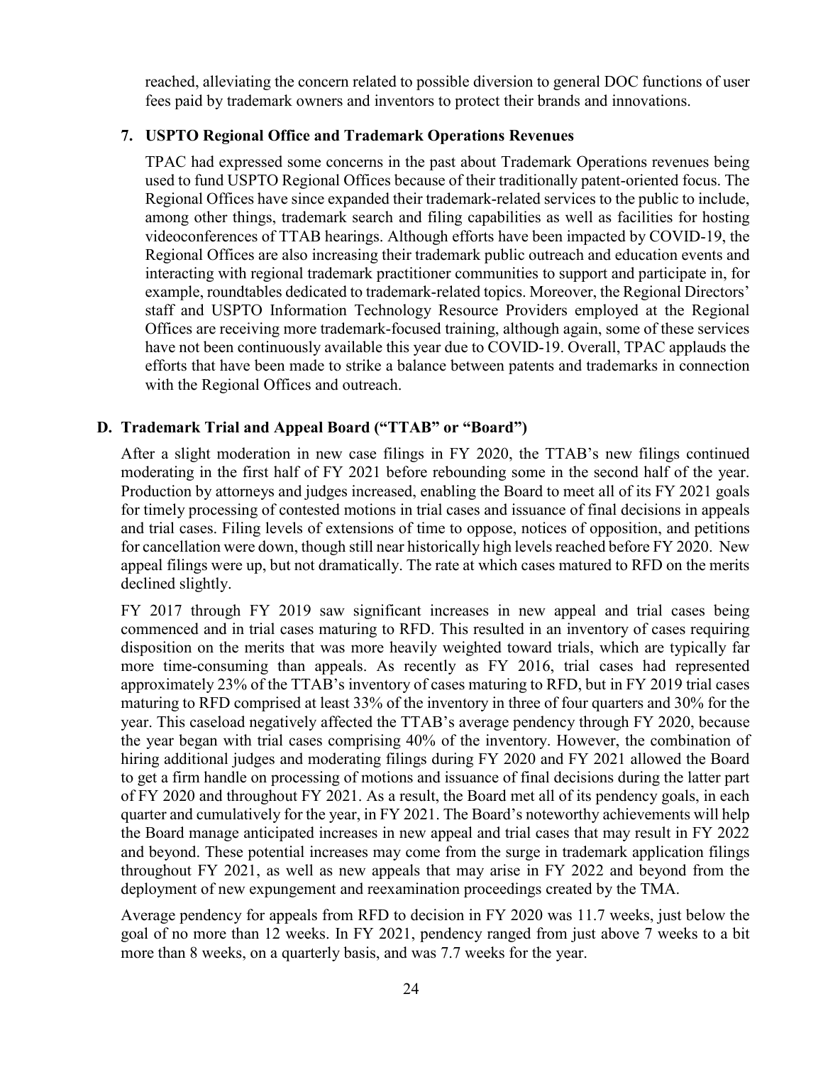reached, alleviating the concern related to possible diversion to general DOC functions of user fees paid by trademark owners and inventors to protect their brands and innovations.

### 7. USPTO Regional Office and Trademark Operations Revenues

TPAC had expressed some concerns in the past about Trademark Operations revenues being used to fund USPTO Regional Offices because of their traditionally patent-oriented focus. The Regional Offices have since expanded their trademark-related services to the public to include, among other things, trademark search and filing capabilities as well as facilities for hosting videoconferences of TTAB hearings. Although efforts have been impacted by COVID-19, the Regional Offices are also increasing their trademark public outreach and education events and interacting with regional trademark practitioner communities to support and participate in, for example, roundtables dedicated to trademark-related topics. Moreover, the Regional Directors' staff and USPTO Information Technology Resource Providers employed at the Regional Offices are receiving more trademark-focused training, although again, some of these services have not been continuously available this year due to COVID-19. Overall, TPAC applauds the efforts that have been made to strike a balance between patents and trademarks in connection with the Regional Offices and outreach.

## D. Trademark Trial and Appeal Board ("TTAB" or "Board")

After a slight moderation in new case filings in FY 2020, the TTAB's new filings continued moderating in the first half of FY 2021 before rebounding some in the second half of the year. Production by attorneys and judges increased, enabling the Board to meet all of its FY 2021 goals for timely processing of contested motions in trial cases and issuance of final decisions in appeals and trial cases. Filing levels of extensions of time to oppose, notices of opposition, and petitions for cancellation were down, though still near historically high levels reached before FY 2020. New appeal filings were up, but not dramatically. The rate at which cases matured to RFD on the merits declined slightly.

FY 2017 through FY 2019 saw significant increases in new appeal and trial cases being commenced and in trial cases maturing to RFD. This resulted in an inventory of cases requiring disposition on the merits that was more heavily weighted toward trials, which are typically far more time-consuming than appeals. As recently as FY 2016, trial cases had represented approximately 23% of the TTAB's inventory of cases maturing to RFD, but in FY 2019 trial cases maturing to RFD comprised at least 33% of the inventory in three of four quarters and 30% for the year. This caseload negatively affected the TTAB's average pendency through FY 2020, because the year began with trial cases comprising 40% of the inventory. However, the combination of hiring additional judges and moderating filings during FY 2020 and FY 2021 allowed the Board to get a firm handle on processing of motions and issuance of final decisions during the latter part of FY 2020 and throughout FY 2021. As a result, the Board met all of its pendency goals, in each quarter and cumulatively for the year, in FY 2021. The Board's noteworthy achievements will help the Board manage anticipated increases in new appeal and trial cases that may result in FY 2022 and beyond. These potential increases may come from the surge in trademark application filings throughout FY 2021, as well as new appeals that may arise in FY 2022 and beyond from the deployment of new expungement and reexamination proceedings created by the TMA.

Average pendency for appeals from RFD to decision in FY 2020 was 11.7 weeks, just below the goal of no more than 12 weeks. In FY 2021, pendency ranged from just above 7 weeks to a bit more than 8 weeks, on a quarterly basis, and was 7.7 weeks for the year.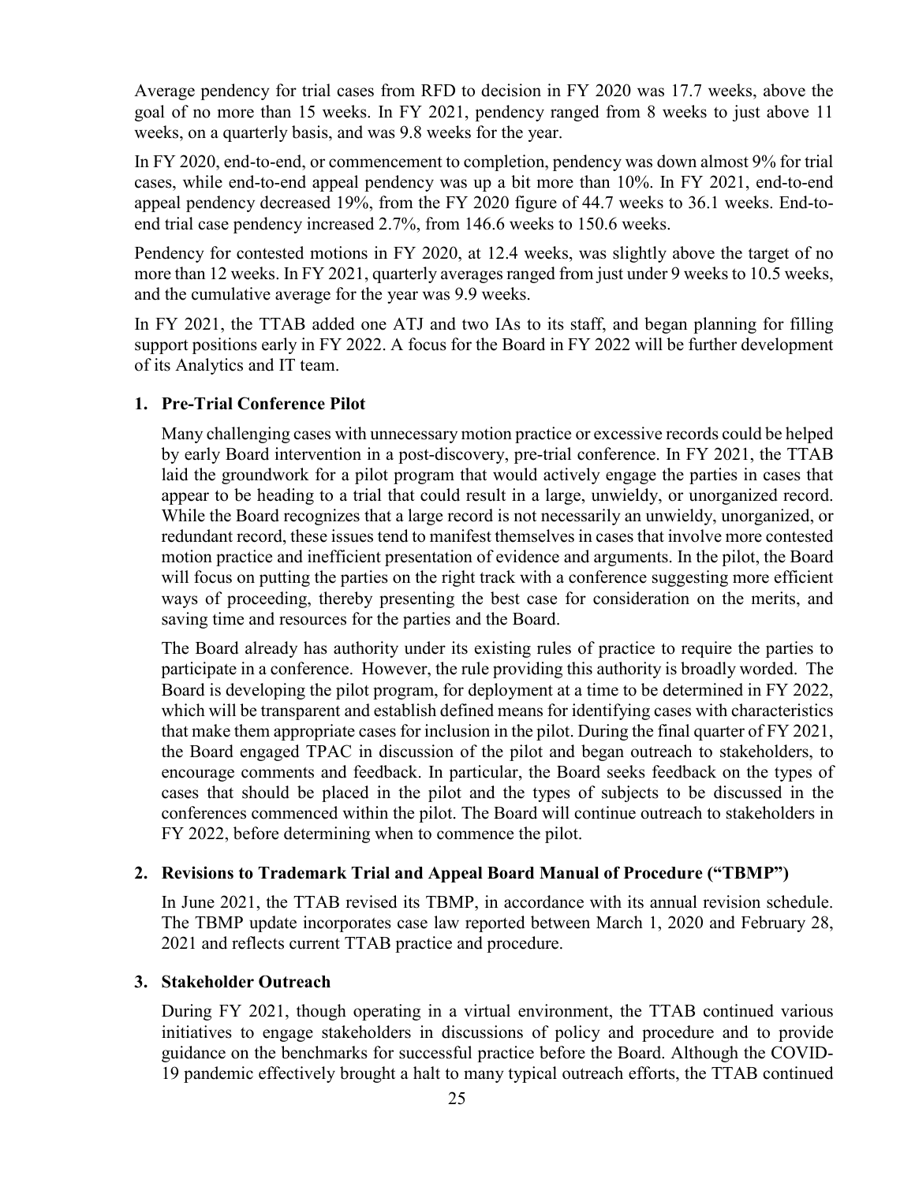Average pendency for trial cases from RFD to decision in FY 2020 was 17.7 weeks, above the goal of no more than 15 weeks. In FY 2021, pendency ranged from 8 weeks to just above 11 weeks, on a quarterly basis, and was 9.8 weeks for the year.

In FY 2020, end-to-end, or commencement to completion, pendency was down almost 9% for trial cases, while end-to-end appeal pendency was up a bit more than 10%. In FY 2021, end-to-end appeal pendency decreased 19%, from the FY 2020 figure of 44.7 weeks to 36.1 weeks. End-to-end trial case pendency increased 2.7%, from 146.6 weeks to 150.6 weeks.

Pendency for contested motions in FY 2020, at 12.4 weeks, was slightly above the target of no more than 12 weeks. In FY 2021, quarterly averages ranged from just under 9 weeks to 10.5 weeks, and the cumulative average for the year was 9.9 weeks.

In FY 2021, the TTAB added one ATJ and two IAs to its staff, and began planning for filling support positions early in FY 2022. A focus for the Board in FY 2022 will be further development of its Analytics and IT team.

### 1. Pre-Trial Conference Pilot

Many challenging cases with unnecessary motion practice or excessive records could be helped by early Board intervention in a post-discovery, pre-trial conference. In FY 2021, the TTAB laid the groundwork for a pilot program that would actively engage the parties in cases that appear to be heading to a trial that could result in a large, unwieldy, or unorganized record. While the Board recognizes that a large record is not necessarily an unwieldy, unorganized, or redundant record, these issues tend to manifest themselves in cases that involve more contested motion practice and inefficient presentation of evidence and arguments. In the pilot, the Board will focus on putting the parties on the right track with a conference suggesting more efficient ways of proceeding, thereby presenting the best case for consideration on the merits, and saving time and resources for the parties and the Board.

The Board already has authority under its existing rules of practice to require the parties to participate in a conference. However, the rule providing this authority is broadly worded. The Board is developing the pilot program, for deployment at a time to be determined in FY 2022, which will be transparent and establish defined means for identifying cases with characteristics that make them appropriate cases for inclusion in the pilot. During the final quarter of FY 2021, the Board engaged TPAC in discussion of the pilot and began outreach to stakeholders, to encourage comments and feedback. In particular, the Board seeks feedback on the types of cases that should be placed in the pilot and the types of subjects to be discussed in the conferences commenced within the pilot. The Board will continue outreach to stakeholders in FY 2022, before determining when to commence the pilot.

### 2. Revisions to Trademark Trial and Appeal Board Manual of Procedure ("TBMP")

In June 2021, the TTAB revised its TBMP, in accordance with its annual revision schedule. The TBMP update incorporates case law reported between March 1, 2020 and February 28, 2021 and reflects current TTAB practice and procedure.

### 3. Stakeholder Outreach

During FY 2021, though operating in a virtual environment, the TTAB continued various initiatives to engage stakeholders in discussions of policy and procedure and to provide guidance on the benchmarks for successful practice before the Board. Although the COVID-19 pandemic effectively brought a halt to many typical outreach efforts, the TTAB continued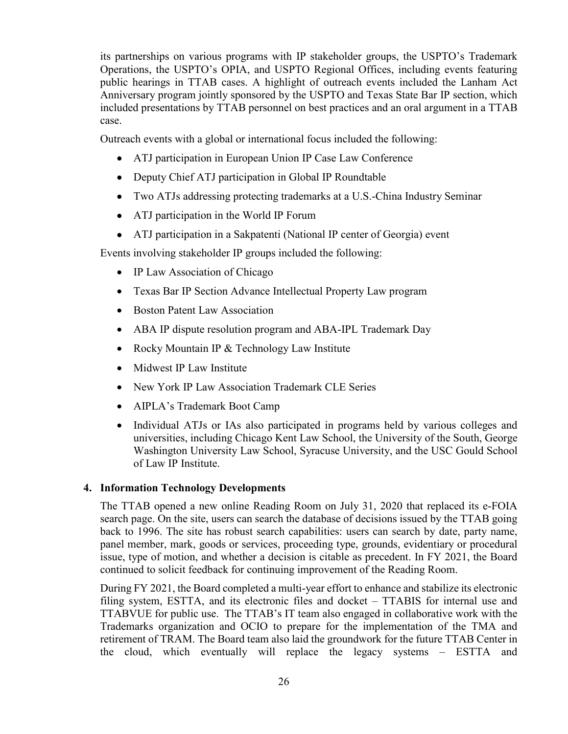its partnerships on various programs with IP stakeholder groups, the USPTO's Trademark Operations, the USPTO's OPIA, and USPTO Regional Offices, including events featuring public hearings in TTAB cases. A highlight of outreach events included the Lanham Act Anniversary program jointly sponsored by the USPTO and Texas State Bar IP section, which included presentations by TTAB personnel on best practices and an oral argument in a TTAB case.

Outreach events with a global or international focus included the following:

- ATJ participation in European Union IP Case Law Conference
- Deputy Chief ATJ participation in Global IP Roundtable
- Two ATJs addressing protecting trademarks at a U.S.-China Industry Seminar
- ATJ participation in the World IP Forum
- ATJ participation in a Sakpatenti (National IP center of Georgia) event

Events involving stakeholder IP groups included the following:

- IP Law Association of Chicago
- Texas Bar IP Section Advance Intellectual Property Law program
- Boston Patent Law Association
- ABA IP dispute resolution program and ABA-IPL Trademark Day
- Rocky Mountain IP & Technology Law Institute
- Midwest IP Law Institute
- New York IP Law Association Trademark CLE Series
- AIPLA's Trademark Boot Camp
- Individual ATJs or IAs also participated in programs held by various colleges and universities, including Chicago Kent Law School, the University of the South, George Washington University Law School, Syracuse University, and the USC Gould School of Law IP Institute.

### 4. Information Technology Developments

The TTAB opened a new online Reading Room on July 31, 2020 that replaced its e-FOIA search page. On the site, users can search the database of decisions issued by the TTAB going back to 1996. The site has robust search capabilities: users can search by date, party name, panel member, mark, goods or services, proceeding type, grounds, evidentiary or procedural issue, type of motion, and whether a decision is citable as precedent. In FY 2021, the Board continued to solicit feedback for continuing improvement of the Reading Room.

During FY 2021, the Board completed a multi-year effort to enhance and stabilize its electronic filing system, ESTTA, and its electronic files and docket – TTABIS for internal use and TTABVUE for public use. The TTAB's IT team also engaged in collaborative work with the Trademarks organization and OCIO to prepare for the implementation of the TMA and retirement of TRAM. The Board team also laid the groundwork for the future TTAB Center in the cloud, which eventually will replace the legacy systems – ESTTA and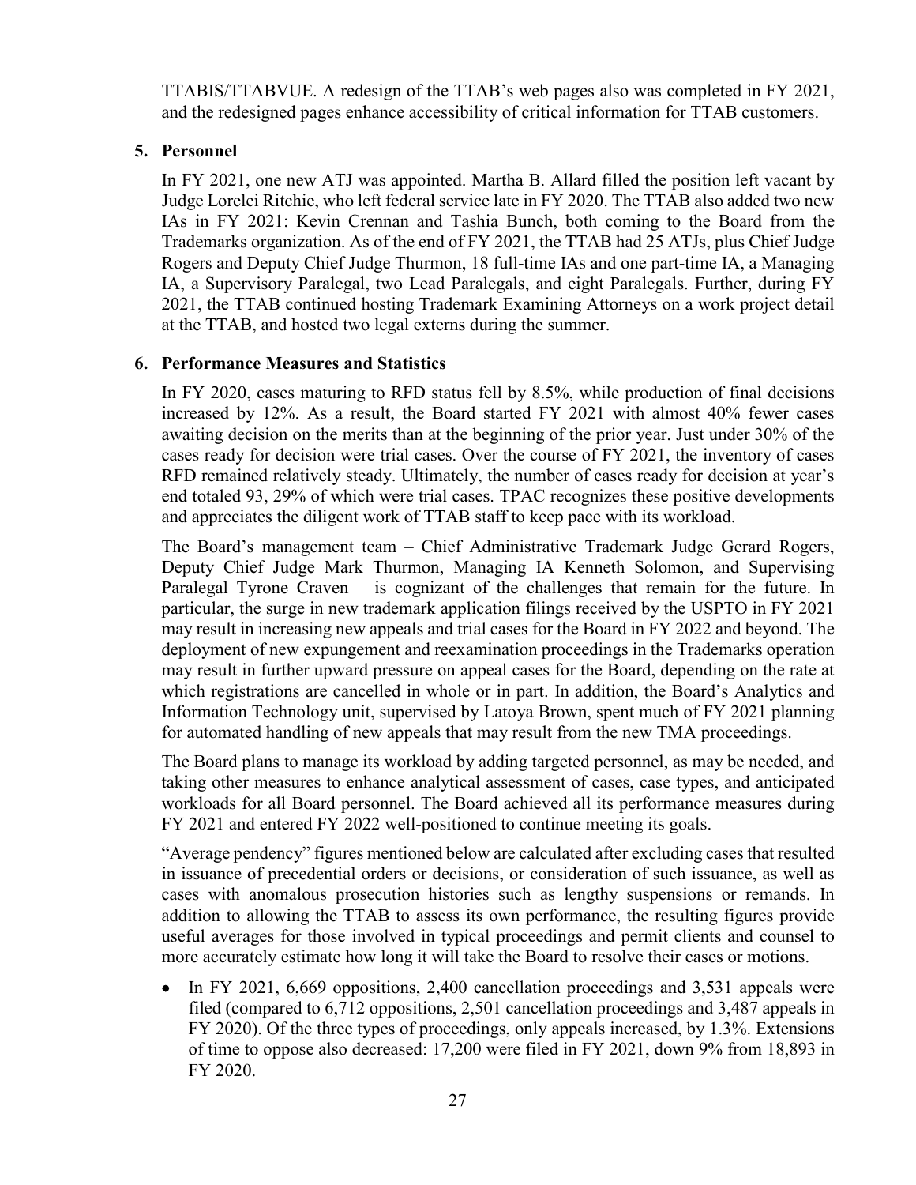TTABIS/TTABVUE. A redesign of the TTAB's web pages also was completed in FY 2021, and the redesigned pages enhance accessibility of critical information for TTAB customers.

### 5. Personnel

In FY 2021, one new ATJ was appointed. Martha B. Allard filled the position left vacant by Judge Lorelei Ritchie, who left federal service late in FY 2020. The TTAB also added two new IAs in FY 2021: Kevin Crennan and Tashia Bunch, both coming to the Board from the Trademarks organization. As of the end of FY 2021, the TTAB had 25 ATJs, plus Chief Judge Rogers and Deputy Chief Judge Thurmon, 18 full-time IAs and one part-time IA, a Managing IA, a Supervisory Paralegal, two Lead Paralegals, and eight Paralegals. Further, during FY 2021, the TTAB continued hosting Trademark Examining Attorneys on a work project detail at the TTAB, and hosted two legal externs during the summer.

### 6. Performance Measures and Statistics

In FY 2020, cases maturing to RFD status fell by 8.5%, while production of final decisions increased by 12%. As a result, the Board started FY 2021 with almost 40% fewer cases awaiting decision on the merits than at the beginning of the prior year. Just under 30% of the cases ready for decision were trial cases. Over the course of FY 2021, the inventory of cases RFD remained relatively steady. Ultimately, the number of cases ready for decision at year's end totaled 93, 29% of which were trial cases. TPAC recognizes these positive developments and appreciates the diligent work of TTAB staff to keep pace with its workload.

The Board's management team – Chief Administrative Trademark Judge Gerard Rogers, Deputy Chief Judge Mark Thurmon, Managing IA Kenneth Solomon, and Supervising Paralegal Tyrone Craven – is cognizant of the challenges that remain for the future. In particular, the surge in new trademark application filings received by the USPTO in FY 2021 may result in increasing new appeals and trial cases for the Board in FY 2022 and beyond. The deployment of new expungement and reexamination proceedings in the Trademarks operation may result in further upward pressure on appeal cases for the Board, depending on the rate at which registrations are cancelled in whole or in part. In addition, the Board's Analytics and Information Technology unit, supervised by Latoya Brown, spent much of FY 2021 planning for automated handling of new appeals that may result from the new TMA proceedings.

The Board plans to manage its workload by adding targeted personnel, as may be needed, and taking other measures to enhance analytical assessment of cases, case types, and anticipated workloads for all Board personnel. The Board achieved all its performance measures during FY 2021 and entered FY 2022 well-positioned to continue meeting its goals.

"Average pendency" figures mentioned below are calculated after excluding cases that resulted in issuance of precedential orders or decisions, or consideration of such issuance, as well as cases with anomalous prosecution histories such as lengthy suspensions or remands. In addition to allowing the TTAB to assess its own performance, the resulting figures provide useful averages for those involved in typical proceedings and permit clients and counsel to more accurately estimate how long it will take the Board to resolve their cases or motions.

- In FY 2021, 6,669 oppositions, 2,400 cancellation proceedings and 3,531 appeals were filed (compared to 6,712 oppositions, 2,501 cancellation proceedings and 3,487 appeals in FY 2020). Of the three types of proceedings, only appeals increased, by 1.3%. Extensions of time to oppose also decreased: 17,200 were filed in FY 2021, down 9% from 18,893 in FY 2020.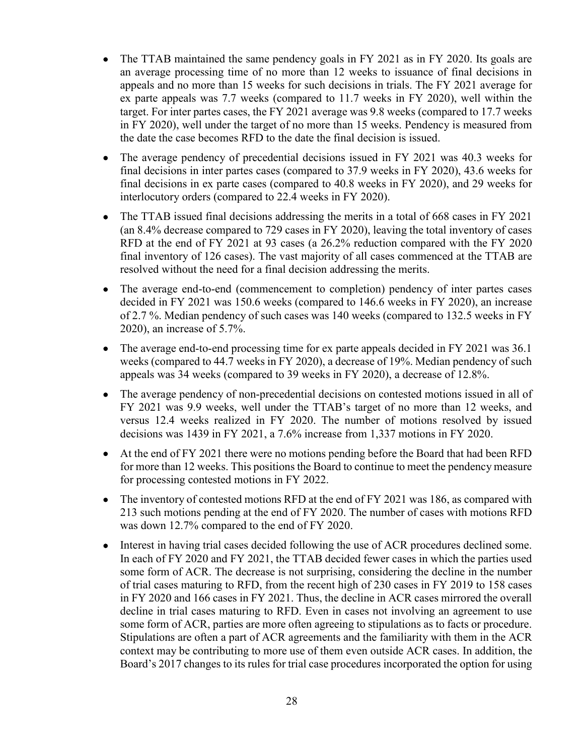- The TTAB maintained the same pendency goals in FY 2021 as in FY 2020. Its goals are an average processing time of no more than 12 weeks to issuance of final decisions in appeals and no more than 15 weeks for such decisions in trials. The FY 2021 average for ex parte appeals was 7.7 weeks (compared to 11.7 weeks in FY 2020), well within the target. For inter partes cases, the FY 2021 average was 9.8 weeks (compared to 17.7 weeks in FY 2020), well under the target of no more than 15 weeks. Pendency is measured from the date the case becomes RFD to the date the final decision is issued.
- The average pendency of precedential decisions issued in FY 2021 was 40.3 weeks for final decisions in inter partes cases (compared to 37.9 weeks in FY 2020), 43.6 weeks for final decisions in ex parte cases (compared to 40.8 weeks in FY 2020), and 29 weeks for interlocutory orders (compared to 22.4 weeks in FY 2020).
- The TTAB issued final decisions addressing the merits in a total of 668 cases in FY 2021 (an 8.4% decrease compared to 729 cases in FY 2020), leaving the total inventory of cases RFD at the end of FY 2021 at 93 cases (a 26.2% reduction compared with the FY 2020 final inventory of 126 cases). The vast majority of all cases commenced at the TTAB are resolved without the need for a final decision addressing the merits.
- The average end-to-end (commencement to completion) pendency of inter partes cases decided in FY 2021 was 150.6 weeks (compared to 146.6 weeks in FY 2020), an increase of 2.7 %. Median pendency of such cases was 140 weeks (compared to 132.5 weeks in FY 2020), an increase of 5.7%.
- The average end-to-end processing time for ex parte appeals decided in FY 2021 was 36.1 weeks (compared to 44.7 weeks in FY 2020), a decrease of 19%. Median pendency of such appeals was 34 weeks (compared to 39 weeks in FY 2020), a decrease of 12.8%.
- The average pendency of non-precedential decisions on contested motions issued in all of FY 2021 was 9.9 weeks, well under the TTAB's target of no more than 12 weeks, and versus 12.4 weeks realized in FY 2020. The number of motions resolved by issued decisions was 1439 in FY 2021, a 7.6% increase from 1,337 motions in FY 2020.
- At the end of FY 2021 there were no motions pending before the Board that had been RFD for more than 12 weeks. This positions the Board to continue to meet the pendency measure for processing contested motions in FY 2022.
- The inventory of contested motions RFD at the end of FY 2021 was 186, as compared with 213 such motions pending at the end of FY 2020. The number of cases with motions RFD was down 12.7% compared to the end of FY 2020.
- Interest in having trial cases decided following the use of ACR procedures declined some. In each of FY 2020 and FY 2021, the TTAB decided fewer cases in which the parties used some form of ACR. The decrease is not surprising, considering the decline in the number of trial cases maturing to RFD, from the recent high of 230 cases in FY 2019 to 158 cases in FY 2020 and 166 cases in FY 2021. Thus, the decline in ACR cases mirrored the overall decline in trial cases maturing to RFD. Even in cases not involving an agreement to use some form of ACR, parties are more often agreeing to stipulations as to facts or procedure. Stipulations are often a part of ACR agreements and the familiarity with them in the ACR context may be contributing to more use of them even outside ACR cases. In addition, the Board's 2017 changes to its rules for trial case procedures incorporated the option for using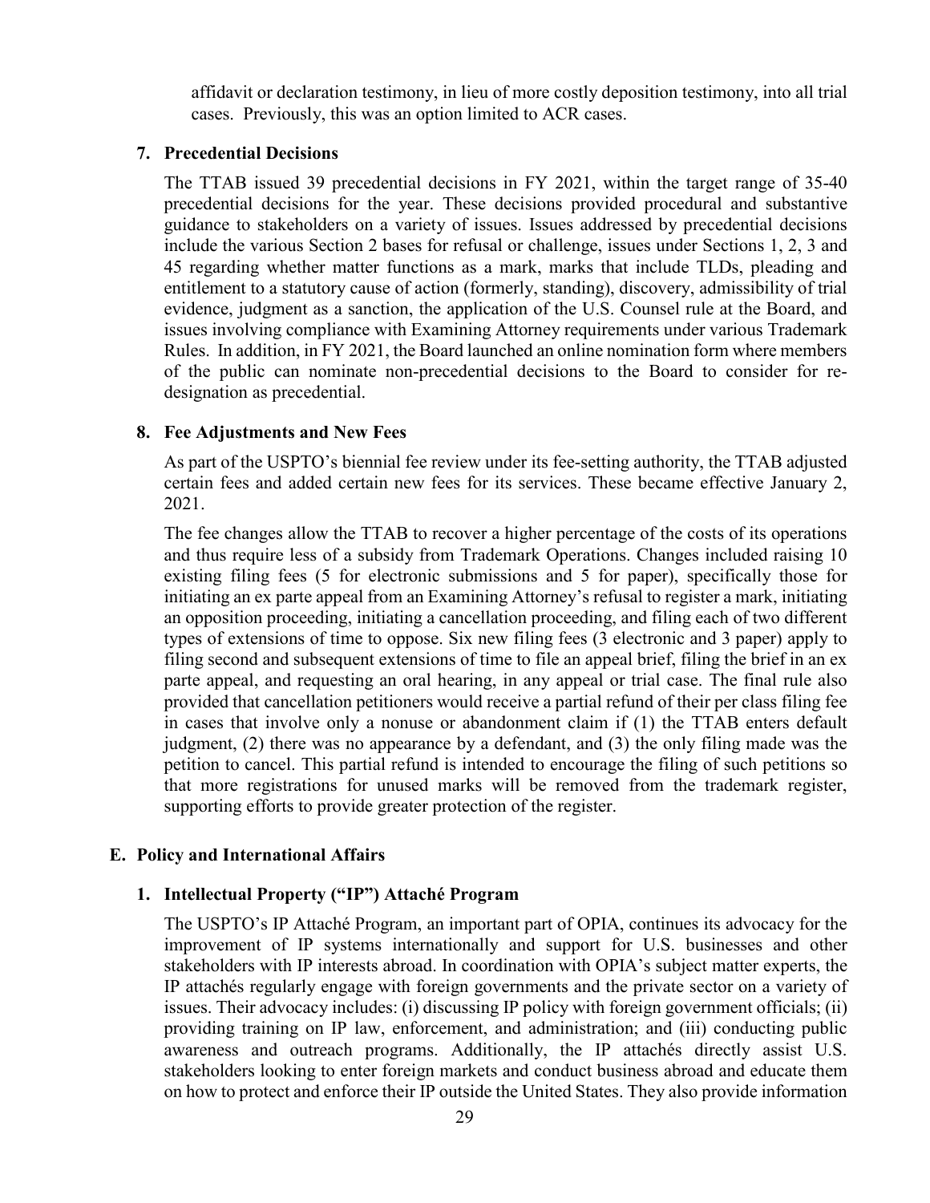affidavit or declaration testimony, in lieu of more costly deposition testimony, into all trial cases. Previously, this was an option limited to ACR cases.

### 7. Precedential Decisions

The TTAB issued 39 precedential decisions in FY 2021, within the target range of 35-40 precedential decisions for the year. These decisions provided procedural and substantive guidance to stakeholders on a variety of issues. Issues addressed by precedential decisions include the various Section 2 bases for refusal or challenge, issues under Sections 1, 2, 3 and 45 regarding whether matter functions as a mark, marks that include TLDs, pleading and entitlement to a statutory cause of action (formerly, standing), discovery, admissibility of trial evidence, judgment as a sanction, the application of the U.S. Counsel rule at the Board, and issues involving compliance with Examining Attorney requirements under various Trademark Rules. In addition, in FY 2021, the Board launched an online nomination form where members of the public can nominate non-precedential decisions to the Board to consider for re-designation as precedential.

### 8. Fee Adjustments and New Fees

As part of the USPTO's biennial fee review under its fee-setting authority, the TTAB adjusted certain fees and added certain new fees for its services. These became effective January 2, 2021.

The fee changes allow the TTAB to recover a higher percentage of the costs of its operations and thus require less of a subsidy from Trademark Operations. Changes included raising 10 existing filing fees (5 for electronic submissions and 5 for paper), specifically those for initiating an ex parte appeal from an Examining Attorney's refusal to register a mark, initiating an opposition proceeding, initiating a cancellation proceeding, and filing each of two different types of extensions of time to oppose. Six new filing fees (3 electronic and 3 paper) apply to filing second and subsequent extensions of time to file an appeal brief, filing the brief in an ex parte appeal, and requesting an oral hearing, in any appeal or trial case. The final rule also provided that cancellation petitioners would receive a partial refund of their per class filing fee in cases that involve only a nonuse or abandonment claim if (1) the TTAB enters default judgment, (2) there was no appearance by a defendant, and (3) the only filing made was the petition to cancel. This partial refund is intended to encourage the filing of such petitions so that more registrations for unused marks will be removed from the trademark register, supporting efforts to provide greater protection of the register.

## E. Policy and International Affairs

### 1. Intellectual Property ("IP") Attaché Program

The USPTO's IP Attaché Program, an important part of OPIA, continues its advocacy for the improvement of IP systems internationally and support for U.S. businesses and other stakeholders with IP interests abroad. In coordination with OPIA's subject matter experts, the IP attachés regularly engage with foreign governments and the private sector on a variety of issues. Their advocacy includes: (i) discussing IP policy with foreign government officials; (ii) providing training on IP law, enforcement, and administration; and (iii) conducting public awareness and outreach programs. Additionally, the IP attachés directly assist U.S. stakeholders looking to enter foreign markets and conduct business abroad and educate them on how to protect and enforce their IP outside the United States. They also provide information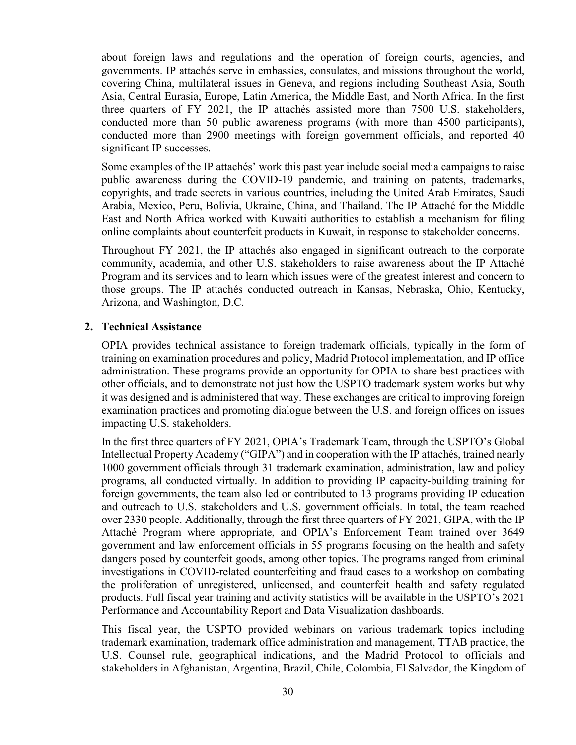about foreign laws and regulations and the operation of foreign courts, agencies, and governments. IP attachés serve in embassies, consulates, and missions throughout the world, covering China, multilateral issues in Geneva, and regions including Southeast Asia, South Asia, Central Eurasia, Europe, Latin America, the Middle East, and North Africa. In the first three quarters of FY 2021, the IP attachés assisted more than 7500 U.S. stakeholders, conducted more than 50 public awareness programs (with more than 4500 participants), conducted more than 2900 meetings with foreign government officials, and reported 40 significant IP successes.

Some examples of the IP attachés' work this past year include social media campaigns to raise public awareness during the COVID-19 pandemic, and training on patents, trademarks, copyrights, and trade secrets in various countries, including the United Arab Emirates, Saudi Arabia, Mexico, Peru, Bolivia, Ukraine, China, and Thailand. The IP Attaché for the Middle East and North Africa worked with Kuwaiti authorities to establish a mechanism for filing online complaints about counterfeit products in Kuwait, in response to stakeholder concerns.

Throughout FY 2021, the IP attachés also engaged in significant outreach to the corporate community, academia, and other U.S. stakeholders to raise awareness about the IP Attaché Program and its services and to learn which issues were of the greatest interest and concern to those groups. The IP attachés conducted outreach in Kansas, Nebraska, Ohio, Kentucky, Arizona, and Washington, D.C.

**2. Technical Assistance**

OPIA provides technical assistance to foreign trademark officials, typically in the form of training on examination procedures and policy, Madrid Protocol implementation, and IP office administration. These programs provide an opportunity for OPIA to share best practices with other officials, and to demonstrate not just how the USPTO trademark system works but why it was designed and is administered that way. These exchanges are critical to improving foreign examination practices and promoting dialogue between the U.S. and foreign offices on issues impacting U.S. stakeholders.

In the first three quarters of FY 2021, OPIA's Trademark Team, through the USPTO's Global Intellectual Property Academy ("GIPA") and in cooperation with the IP attachés, trained nearly 1000 government officials through 31 trademark examination, administration, law and policy programs, all conducted virtually. In addition to providing IP capacity-building training for foreign governments, the team also led or contributed to 13 programs providing IP education and outreach to U.S. stakeholders and U.S. government officials. In total, the team reached over 2330 people. Additionally, through the first three quarters of FY 2021, GIPA, with the IP Attaché Program where appropriate, and OPIA's Enforcement Team trained over 3649 government and law enforcement officials in 55 programs focusing on the health and safety dangers posed by counterfeit goods, among other topics. The programs ranged from criminal investigations in COVID-related counterfeiting and fraud cases to a workshop on combating the proliferation of unregistered, unlicensed, and counterfeit health and safety regulated products. Full fiscal year training and activity statistics will be available in the USPTO's 2021 Performance and Accountability Report and Data Visualization dashboards.

This fiscal year, the USPTO provided webinars on various trademark topics including trademark examination, trademark office administration and management, TTAB practice, the U.S. Counsel rule, geographical indications, and the Madrid Protocol to officials and stakeholders in Afghanistan, Argentina, Brazil, Chile, Colombia, El Salvador, the Kingdom of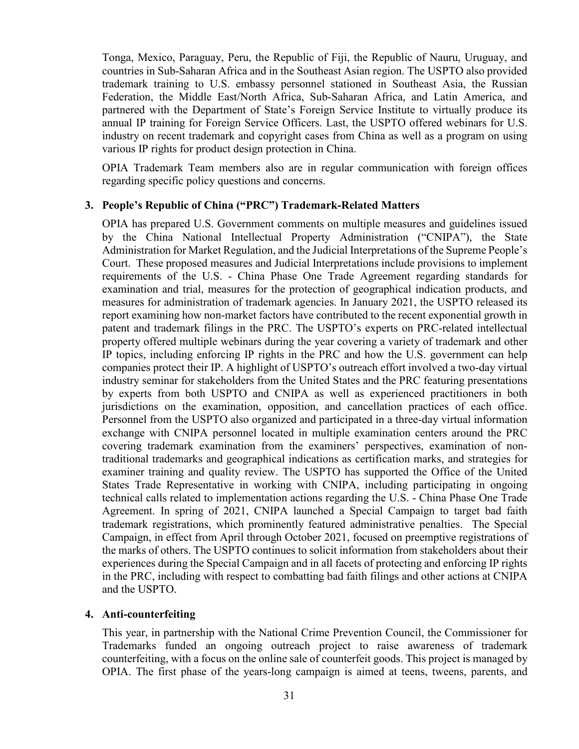Tonga, Mexico, Paraguay, Peru, the Republic of Fiji, the Republic of Nauru, Uruguay, and countries in Sub-Saharan Africa and in the Southeast Asian region. The USPTO also provided trademark training to U.S. embassy personnel stationed in Southeast Asia, the Russian Federation, the Middle East/North Africa, Sub-Saharan Africa, and Latin America, and partnered with the Department of State's Foreign Service Institute to virtually produce its annual IP training for Foreign Service Officers. Last, the USPTO offered webinars for U.S. industry on recent trademark and copyright cases from China as well as a program on using various IP rights for product design protection in China.

OPIA Trademark Team members also are in regular communication with foreign offices regarding specific policy questions and concerns.

**3. People's Republic of China ("PRC") Trademark-Related Matters**

OPIA has prepared U.S. Government comments on multiple measures and guidelines issued by the China National Intellectual Property Administration ("CNIPA"), the State Administration for Market Regulation, and the Judicial Interpretations of the Supreme People's Court. These proposed measures and Judicial Interpretations include provisions to implement requirements of the U.S. - China Phase One Trade Agreement regarding standards for examination and trial, measures for the protection of geographical indication products, and measures for administration of trademark agencies. In January 2021, the USPTO released its report examining how non-market factors have contributed to the recent exponential growth in patent and trademark filings in the PRC. The USPTO's experts on PRC-related intellectual property offered multiple webinars during the year covering a variety of trademark and other IP topics, including enforcing IP rights in the PRC and how the U.S. government can help companies protect their IP. A highlight of USPTO's outreach effort involved a two-day virtual industry seminar for stakeholders from the United States and the PRC featuring presentations by experts from both USPTO and CNIPA as well as experienced practitioners in both jurisdictions on the examination, opposition, and cancellation practices of each office. Personnel from the USPTO also organized and participated in a three-day virtual information exchange with CNIPA personnel located in multiple examination centers around the PRC covering trademark examination from the examiners' perspectives, examination of non-traditional trademarks and geographical indications as certification marks, and strategies for examiner training and quality review. The USPTO has supported the Office of the United States Trade Representative in working with CNIPA, including participating in ongoing technical calls related to implementation actions regarding the U.S. - China Phase One Trade Agreement. In spring of 2021, CNIPA launched a Special Campaign to target bad faith trademark registrations, which prominently featured administrative penalties. The Special Campaign, in effect from April through October 2021, focused on preemptive registrations of the marks of others. The USPTO continues to solicit information from stakeholders about their experiences during the Special Campaign and in all facets of protecting and enforcing IP rights in the PRC, including with respect to combatting bad faith filings and other actions at CNIPA and the USPTO.

**4. Anti-counterfeiting**

This year, in partnership with the National Crime Prevention Council, the Commissioner for Trademarks funded an ongoing outreach project to raise awareness of trademark counterfeiting, with a focus on the online sale of counterfeit goods. This project is managed by OPIA. The first phase of the years-long campaign is aimed at teens, tweens, parents, and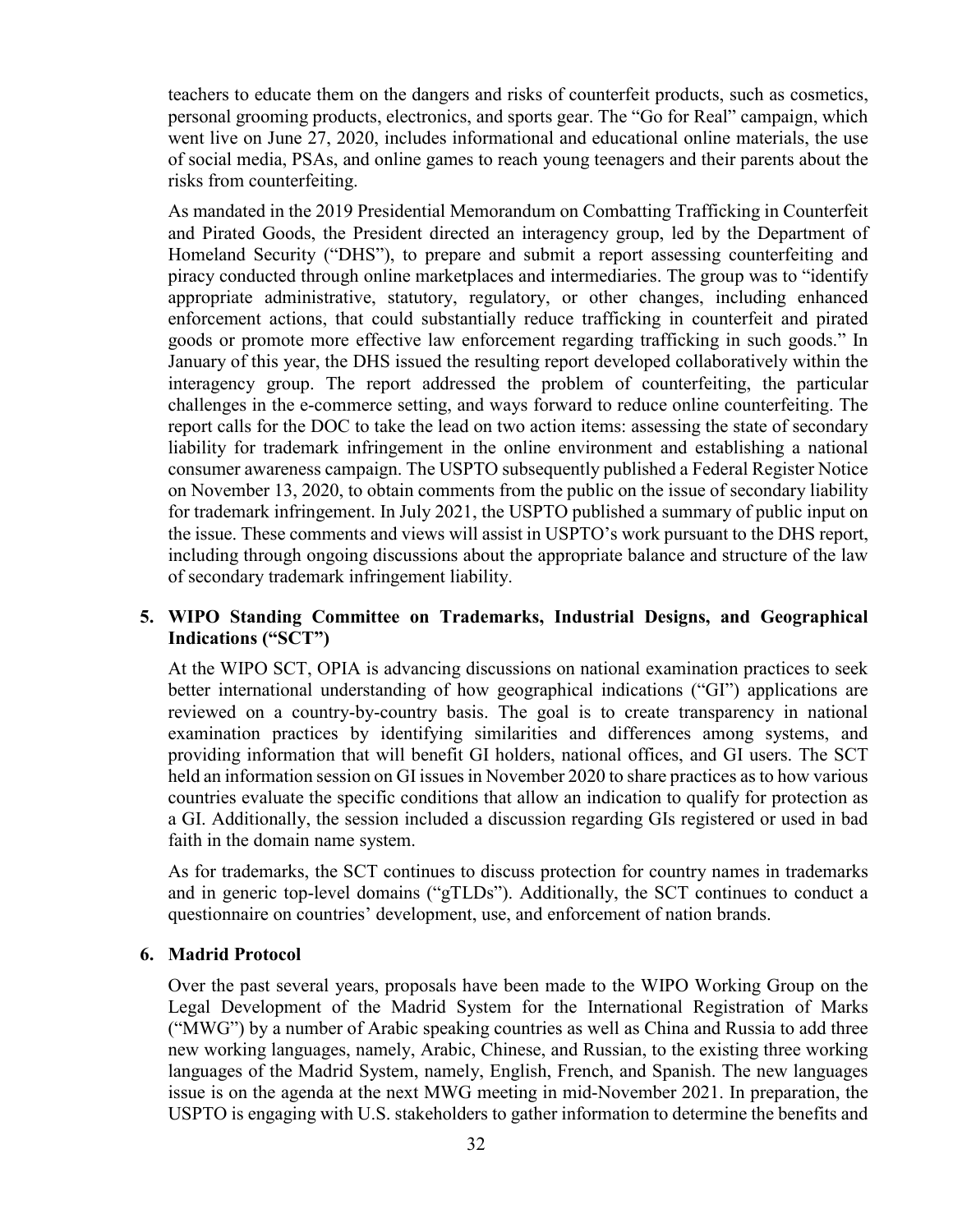teachers to educate them on the dangers and risks of counterfeit products, such as cosmetics, personal grooming products, electronics, and sports gear. The "Go for Real" campaign, which went live on June 27, 2020, includes informational and educational online materials, the use of social media, PSAs, and online games to reach young teenagers and their parents about the risks from counterfeiting.

As mandated in the 2019 Presidential Memorandum on Combatting Trafficking in Counterfeit and Pirated Goods, the President directed an interagency group, led by the Department of Homeland Security ("DHS"), to prepare and submit a report assessing counterfeiting and piracy conducted through online marketplaces and intermediaries. The group was to "identify appropriate administrative, statutory, regulatory, or other changes, including enhanced enforcement actions, that could substantially reduce trafficking in counterfeit and pirated goods or promote more effective law enforcement regarding trafficking in such goods." In January of this year, the DHS issued the resulting report developed collaboratively within the interagency group. The report addressed the problem of counterfeiting, the particular challenges in the e-commerce setting, and ways forward to reduce online counterfeiting. The report calls for the DOC to take the lead on two action items: assessing the state of secondary liability for trademark infringement in the online environment and establishing a national consumer awareness campaign. The USPTO subsequently published a Federal Register Notice on November 13, 2020, to obtain comments from the public on the issue of secondary liability for trademark infringement. In July 2021, the USPTO published a summary of public input on the issue. These comments and views will assist in USPTO's work pursuant to the DHS report, including through ongoing discussions about the appropriate balance and structure of the law of secondary trademark infringement liability.

### 5. WIPO Standing Committee on Trademarks, Industrial Designs, and Geographical Indications ("SCT")

At the WIPO SCT, OPIA is advancing discussions on national examination practices to seek better international understanding of how geographical indications ("GI") applications are reviewed on a country-by-country basis. The goal is to create transparency in national examination practices by identifying similarities and differences among systems, and providing information that will benefit GI holders, national offices, and GI users. The SCT held an information session on GI issues in November 2020 to share practices as to how various countries evaluate the specific conditions that allow an indication to qualify for protection as a GI. Additionally, the session included a discussion regarding GIs registered or used in bad faith in the domain name system.

As for trademarks, the SCT continues to discuss protection for country names in trademarks and in generic top-level domains ("gTLDs"). Additionally, the SCT continues to conduct a questionnaire on countries' development, use, and enforcement of nation brands.

### 6. Madrid Protocol

Over the past several years, proposals have been made to the WIPO Working Group on the Legal Development of the Madrid System for the International Registration of Marks ("MWG") by a number of Arabic speaking countries as well as China and Russia to add three new working languages, namely, Arabic, Chinese, and Russian, to the existing three working languages of the Madrid System, namely, English, French, and Spanish. The new languages issue is on the agenda at the next MWG meeting in mid-November 2021. In preparation, the USPTO is engaging with U.S. stakeholders to gather information to determine the benefits and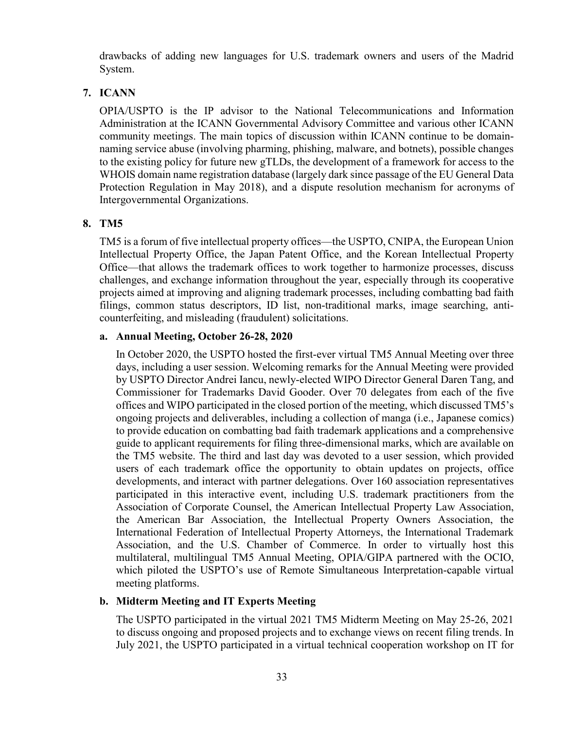drawbacks of adding new languages for U.S. trademark owners and users of the Madrid System.

## 7. ICANN

OPIA/USPTO is the IP advisor to the National Telecommunications and Information Administration at the ICANN Governmental Advisory Committee and various other ICANN community meetings. The main topics of discussion within ICANN continue to be domain-naming service abuse (involving pharming, phishing, malware, and botnets), possible changes to the existing policy for future new gTLDs, the development of a framework for access to the WHOIS domain name registration database (largely dark since passage of the EU General Data Protection Regulation in May 2018), and a dispute resolution mechanism for acronyms of Intergovernmental Organizations.

## 8. TM5

TM5 is a forum of five intellectual property offices—the USPTO, CNIPA, the European Union Intellectual Property Office, the Japan Patent Office, and the Korean Intellectual Property Office—that allows the trademark offices to work together to harmonize processes, discuss challenges, and exchange information throughout the year, especially through its cooperative projects aimed at improving and aligning trademark processes, including combatting bad faith filings, common status descriptors, ID list, non-traditional marks, image searching, anti-counterfeiting, and misleading (fraudulent) solicitations.

### a. Annual Meeting, October 26-28, 2020

In October 2020, the USPTO hosted the first-ever virtual TM5 Annual Meeting over three days, including a user session. Welcoming remarks for the Annual Meeting were provided by USPTO Director Andrei Iancu, newly-elected WIPO Director General Daren Tang, and Commissioner for Trademarks David Gooder. Over 70 delegates from each of the five offices and WIPO participated in the closed portion of the meeting, which discussed TM5's ongoing projects and deliverables, including a collection of manga (i.e., Japanese comics) to provide education on combatting bad faith trademark applications and a comprehensive guide to applicant requirements for filing three-dimensional marks, which are available on the TM5 website. The third and last day was devoted to a user session, which provided users of each trademark office the opportunity to obtain updates on projects, office developments, and interact with partner delegations. Over 160 association representatives participated in this interactive event, including U.S. trademark practitioners from the Association of Corporate Counsel, the American Intellectual Property Law Association, the American Bar Association, the Intellectual Property Owners Association, the International Federation of Intellectual Property Attorneys, the International Trademark Association, and the U.S. Chamber of Commerce. In order to virtually host this multilateral, multilingual TM5 Annual Meeting, OPIA/GIPA partnered with the OCIO, which piloted the USPTO's use of Remote Simultaneous Interpretation-capable virtual meeting platforms.

### b. Midterm Meeting and IT Experts Meeting

The USPTO participated in the virtual 2021 TM5 Midterm Meeting on May 25-26, 2021 to discuss ongoing and proposed projects and to exchange views on recent filing trends. In July 2021, the USPTO participated in a virtual technical cooperation workshop on IT for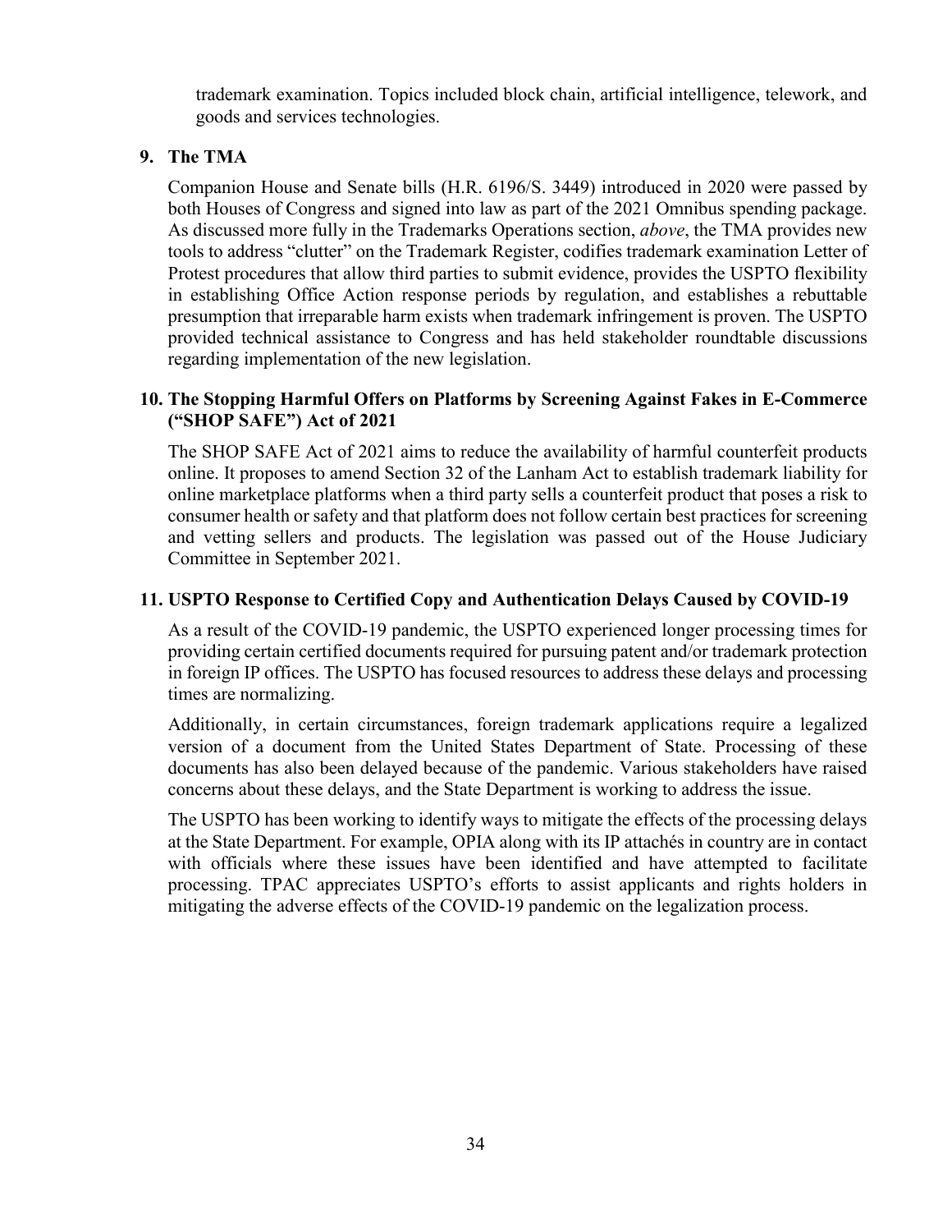trademark examination. Topics included block chain, artificial intelligence, telework, and goods and services technologies.

### 9. The TMA

Companion House and Senate bills (H.R. 6196/S. 3449) introduced in 2020 were passed by both Houses of Congress and signed into law as part of the 2021 Omnibus spending package. As discussed more fully in the Trademarks Operations section, *above*, the TMA provides new tools to address "clutter" on the Trademark Register, codifies trademark examination Letter of Protest procedures that allow third parties to submit evidence, provides the USPTO flexibility in establishing Office Action response periods by regulation, and establishes a rebuttable presumption that irreparable harm exists when trademark infringement is proven. The USPTO provided technical assistance to Congress and has held stakeholder roundtable discussions regarding implementation of the new legislation.

### 10. The Stopping Harmful Offers on Platforms by Screening Against Fakes in E-Commerce ("SHOP SAFE") Act of 2021

The SHOP SAFE Act of 2021 aims to reduce the availability of harmful counterfeit products online. It proposes to amend Section 32 of the Lanham Act to establish trademark liability for online marketplace platforms when a third party sells a counterfeit product that poses a risk to consumer health or safety and that platform does not follow certain best practices for screening and vetting sellers and products. The legislation was passed out of the House Judiciary Committee in September 2021.

### 11. USPTO Response to Certified Copy and Authentication Delays Caused by COVID-19

As a result of the COVID-19 pandemic, the USPTO experienced longer processing times for providing certain certified documents required for pursuing patent and/or trademark protection in foreign IP offices. The USPTO has focused resources to address these delays and processing times are normalizing.

Additionally, in certain circumstances, foreign trademark applications require a legalized version of a document from the United States Department of State. Processing of these documents has also been delayed because of the pandemic. Various stakeholders have raised concerns about these delays, and the State Department is working to address the issue.

The USPTO has been working to identify ways to mitigate the effects of the processing delays at the State Department. For example, OPIA along with its IP attachés in country are in contact with officials where these issues have been identified and have attempted to facilitate processing. TPAC appreciates USPTO's efforts to assist applicants and rights holders in mitigating the adverse effects of the COVID-19 pandemic on the legalization process.